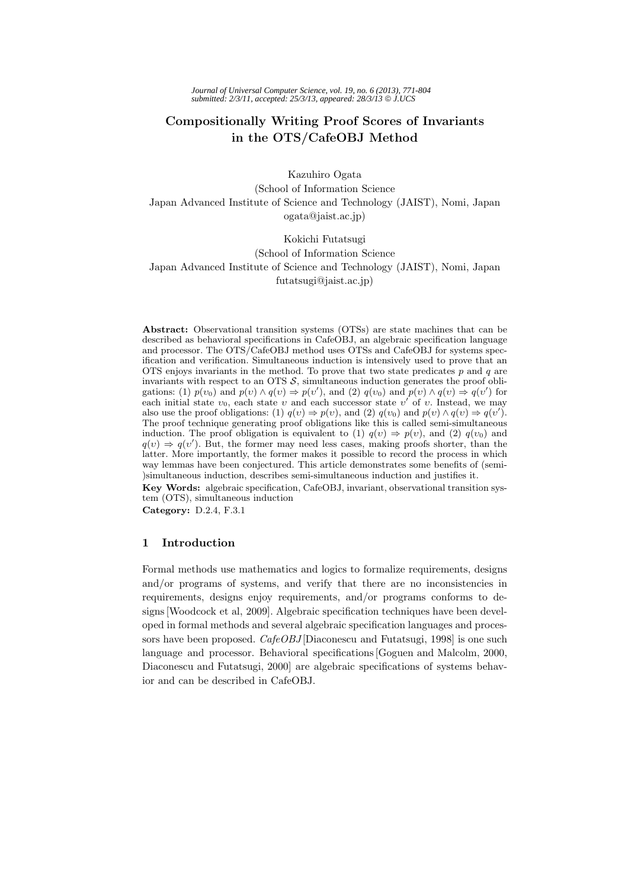# Compositionally Writing Proof Scores of Invariants in the OTS/CafeOBJ Method

Kazuhiro Ogata  
(School of Information Science  
Japan Advanced Institute of Science and Technology (JAIST), Nomi, Japan  
ogata@jaist.ac.jp)

Kokichi Futatsugi  
(School of Information Science  
Japan Advanced Institute of Science and Technology (JAIST), Nomi, Japan  
futatsugi@jaist.ac.jp)

**Abstract:** Observational transition systems (OTSs) are state machines that can be described as behavioral specifications in CafeOBJ, an algebraic specification language and processor. The OTS/CafeOBJ method uses OTSs and CafeOBJ for systems specification and verification. Simultaneous induction is intensively used to prove that an OTS enjoys invariants in the method. To prove that two state predicates $p$ and $q$ are invariants with respect to an OTS $\mathcal{S}$, simultaneous induction generates the proof obligations: (1) $p(\upsilon_0)$ and $p(\upsilon) \wedge q(\upsilon) \Rightarrow p(\upsilon')$, and (2) $q(\upsilon_0)$ and $p(\upsilon) \wedge q(\upsilon) \Rightarrow q(\upsilon')$ for each initial state $\upsilon_0$, each state $\upsilon$ and each successor state $\upsilon'$ of $\upsilon$. Instead, we may also use the proof obligations: (1) $q(\upsilon) \Rightarrow p(\upsilon)$, and (2) $q(\upsilon_0)$ and $p(\upsilon) \wedge q(\upsilon) \Rightarrow q(\upsilon')$. The proof technique generating proof obligations like this is called semi-simultaneous induction. The proof obligation is equivalent to (1) $q(\upsilon) \Rightarrow p(\upsilon)$, and (2) $q(\upsilon_0)$ and $q(\upsilon) \Rightarrow q(\upsilon')$. But, the former may need less cases, making proofs shorter, than the latter. More importantly, the former makes it possible to record the process in which way lemmas have been conjectured. This article demonstrates some benefits of (semi-)simultaneous induction, describes semi-simultaneous induction and justifies it.

**Key Words:** algebraic specification, CafeOBJ, invariant, observational transition system (OTS), simultaneous induction

**Category:** D.2.4, F.3.1

## 1 Introduction

Formal methods use mathematics and logics to formalize requirements, designs and/or programs of systems, and verify that there are no inconsistencies in requirements, designs enjoy requirements, and/or programs conforms to designs [Woodcock et al, 2009]. Algebraic specification techniques have been developed in formal methods and several algebraic specification languages and processors have been proposed. *CafeOBJ* [Diaconescu and Futatsugi, 1998] is one such language and processor. Behavioral specifications [Goguen and Malcolm, 2000, Diaconescu and Futatsugi, 2000] are algebraic specifications of systems behavior and can be described in CafeOBJ.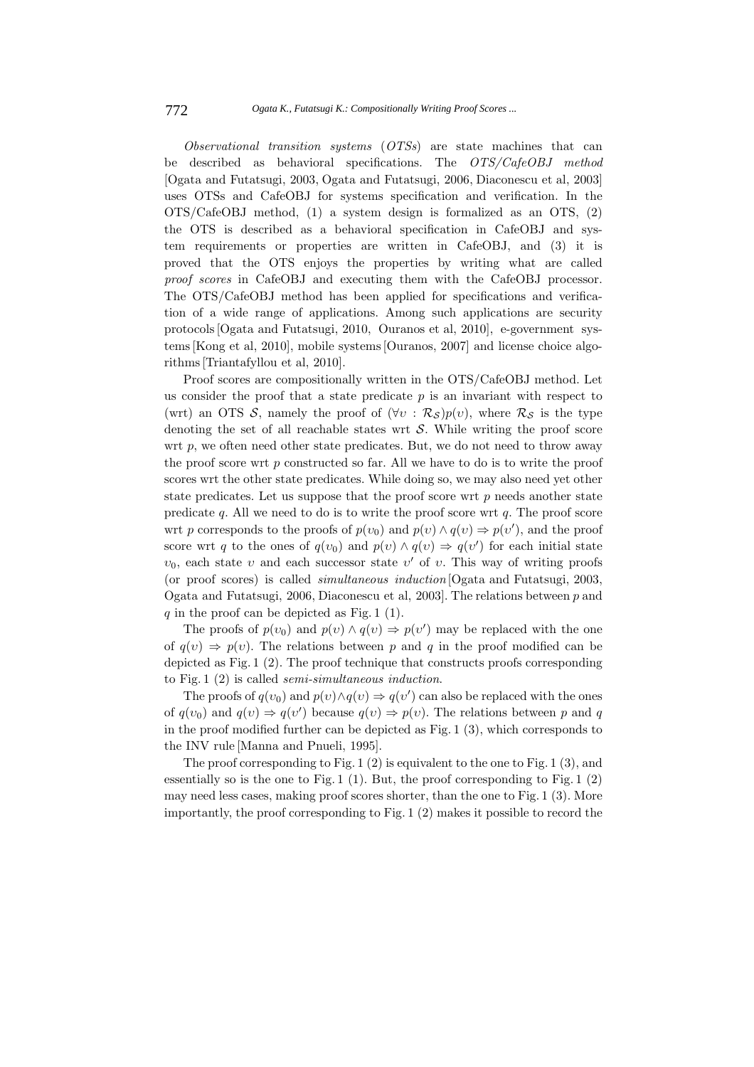*Observational transition systems* (*OTSs*) are state machines that can be described as behavioral specifications. The *OTS/CafeOBJ method* [Ogata and Futatsugi, 2003, Ogata and Futatsugi, 2006, Diaconescu et al, 2003] uses OTSs and CafeOBJ for systems specification and verification. In the OTS/CafeOBJ method, (1) a system design is formalized as an OTS, (2) the OTS is described as a behavioral specification in CafeOBJ and system requirements or properties are written in CafeOBJ, and (3) it is proved that the OTS enjoys the properties by writing what are called *proof scores* in CafeOBJ and executing them with the CafeOBJ processor. The OTS/CafeOBJ method has been applied for specifications and verification of a wide range of applications. Among such applications are security protocols [Ogata and Futatsugi, 2010, Ouranos et al, 2010], e-government systems [Kong et al, 2010], mobile systems [Ouranos, 2007] and license choice algorithms [Triantafyllou et al, 2010].

Proof scores are compositionally written in the OTS/CafeOBJ method. Let us consider the proof that a state predicate $p$ is an invariant with respect to (wrt) an OTS $\mathcal{S}$, namely the proof of $(\forall \upsilon : \mathcal{R}_{\mathcal{S}})p(\upsilon)$, where $\mathcal{R}_{\mathcal{S}}$ is the type denoting the set of all reachable states wrt $\mathcal{S}$. While writing the proof score wrt $p$, we often need other state predicates. But, we do not need to throw away the proof score wrt $p$ constructed so far. All we have to do is to write the proof scores wrt the other state predicates. While doing so, we may also need yet other state predicates. Let us suppose that the proof score wrt $p$ needs another state predicate $q$. All we need to do is to write the proof score wrt $q$. The proof score wrt $p$ corresponds to the proofs of $p(\upsilon_0)$ and $p(\upsilon) \wedge q(\upsilon) \Rightarrow p(\upsilon')$, and the proof score wrt $q$ to the ones of $q(\upsilon_0)$ and $p(\upsilon) \wedge q(\upsilon) \Rightarrow q(\upsilon')$ for each initial state $\upsilon_0$, each state $\upsilon$ and each successor state $\upsilon'$ of $\upsilon$. This way of writing proofs (or proof scores) is called *simultaneous induction* [Ogata and Futatsugi, 2003, Ogata and Futatsugi, 2006, Diaconescu et al, 2003]. The relations between $p$ and $q$ in the proof can be depicted as Fig. 1 (1).

The proofs of $p(\upsilon_0)$ and $p(\upsilon) \wedge q(\upsilon) \Rightarrow p(\upsilon')$ may be replaced with the one of $q(\upsilon) \Rightarrow p(\upsilon)$. The relations between $p$ and $q$ in the proof modified can be depicted as Fig. 1 (2). The proof technique that constructs proofs corresponding to Fig. 1 (2) is called *semi-simultaneous induction*.

The proofs of $q(\upsilon_0)$ and $p(\upsilon) \wedge q(\upsilon) \Rightarrow q(\upsilon')$ can also be replaced with the ones of $q(\upsilon_0)$ and $q(\upsilon) \Rightarrow q(\upsilon')$ because $q(\upsilon) \Rightarrow p(\upsilon)$. The relations between $p$ and $q$ in the proof modified further can be depicted as Fig. 1 (3), which corresponds to the INV rule [Manna and Pnueli, 1995].

The proof corresponding to Fig. 1 (2) is equivalent to the one to Fig. 1 (3), and essentially so is the one to Fig. 1 (1). But, the proof corresponding to Fig. 1 (2) may need less cases, making proof scores shorter, than the one to Fig. 1 (3). More importantly, the proof corresponding to Fig. 1 (2) makes it possible to record the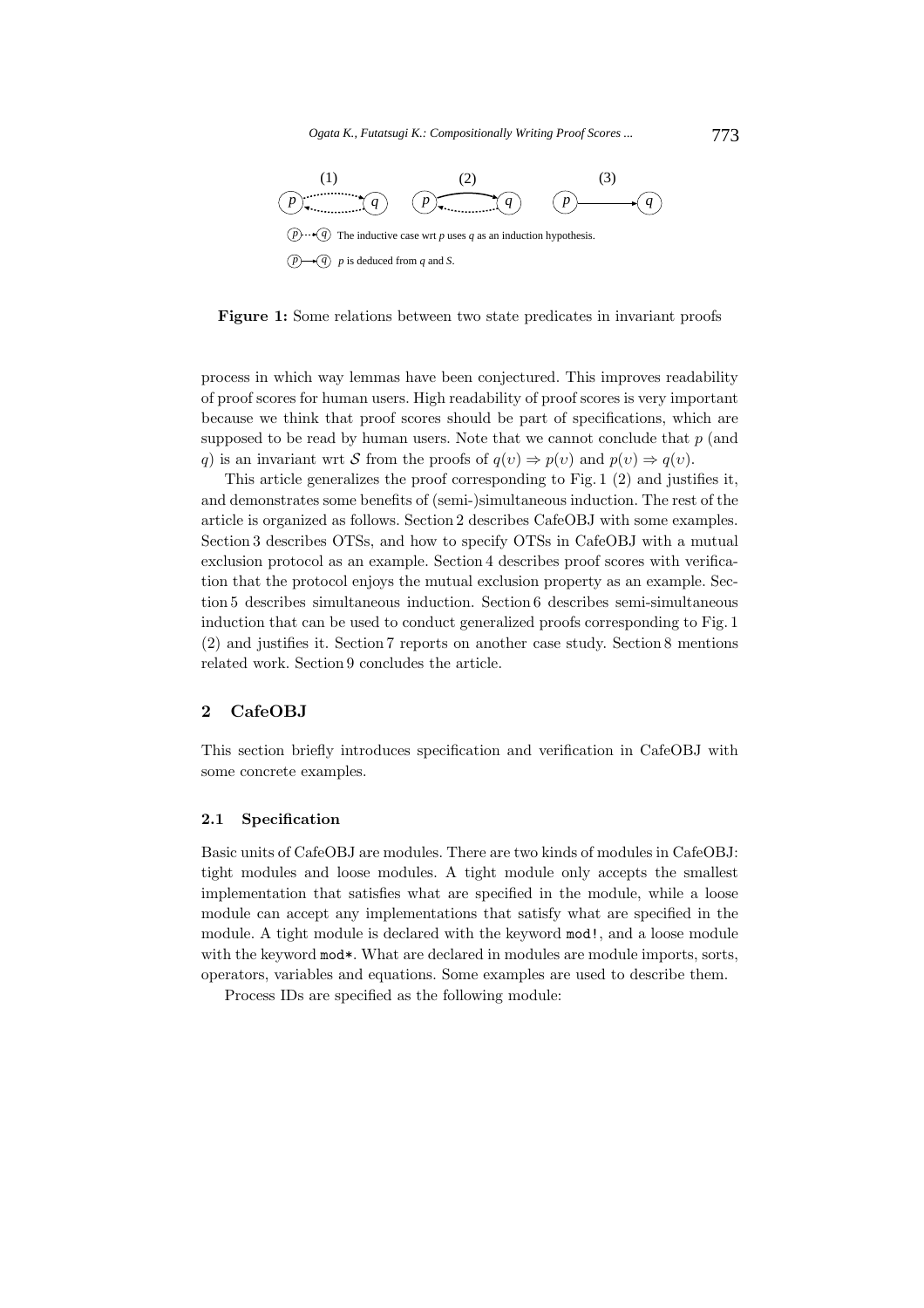(1) (2) (3)

$p \dashrightarrow q$ The inductive case wrt $p$ uses $q$ as an induction hypothesis.

$p \rightarrow q$ $p$ is deduced from $q$ and $S$.

**Figure 1:** Some relations between two state predicates in invariant proofs

process in which way lemmas have been conjectured. This improves readability of proof scores for human users. High readability of proof scores is very important because we think that proof scores should be part of specifications, which are supposed to be read by human users. Note that we cannot conclude that $p$ (and $q$) is an invariant wrt $\mathcal{S}$ from the proofs of $q(v) \Rightarrow p(v)$ and $p(v) \Rightarrow q(v)$.

This article generalizes the proof corresponding to Fig. 1 (2) and justifies it, and demonstrates some benefits of (semi-)simultaneous induction. The rest of the article is organized as follows. Section 2 describes CafeOBJ with some examples. Section 3 describes OTSs, and how to specify OTSs in CafeOBJ with a mutual exclusion protocol as an example. Section 4 describes proof scores with verification that the protocol enjoys the mutual exclusion property as an example. Section 5 describes simultaneous induction. Section 6 describes semi-simultaneous induction that can be used to conduct generalized proofs corresponding to Fig. 1 (2) and justifies it. Section 7 reports on another case study. Section 8 mentions related work. Section 9 concludes the article.

## 2 CafeOBJ

This section briefly introduces specification and verification in CafeOBJ with some concrete examples.

### 2.1 Specification

Basic units of CafeOBJ are modules. There are two kinds of modules in CafeOBJ: tight modules and loose modules. A tight module only accepts the smallest implementation that satisfies what are specified in the module, while a loose module can accept any implementations that satisfy what are specified in the module. A tight module is declared with the keyword `mod!`, and a loose module with the keyword `mod*`. What are declared in modules are module imports, sorts, operators, variables and equations. Some examples are used to describe them.

Process IDs are specified as the following module: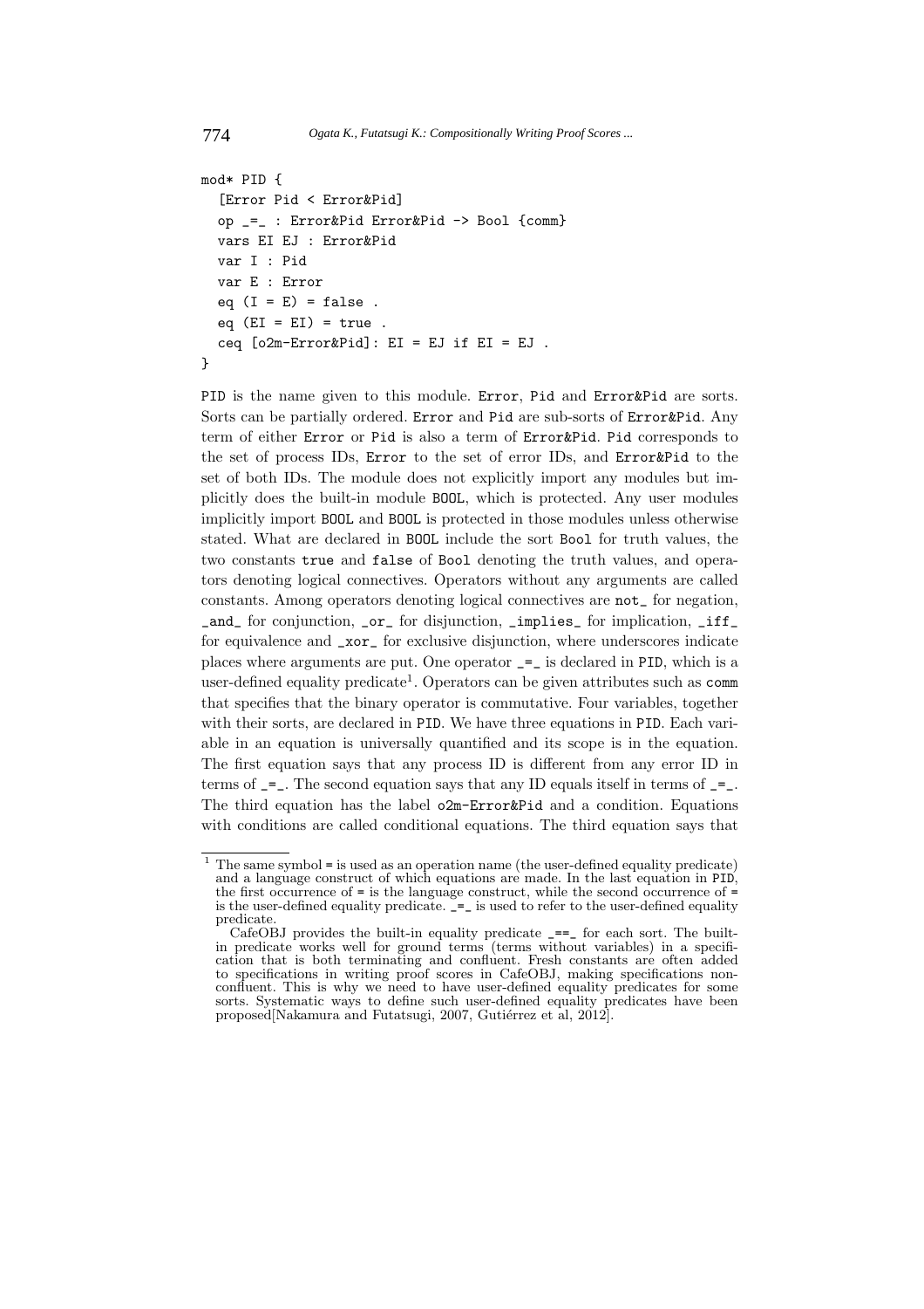```
mod* PID {
  [Error Pid < Error&Pid]
  op _=_ : Error&Pid Error&Pid -> Bool {comm}
  vars EI EJ : Error&Pid
  var I : Pid
  var E : Error
  eq (I = E) = false .
  eq (EI = EI) = true .
  ceq [o2m-Error&Pid]: EI = EJ if EI = EJ .
}
```

PID is the name given to this module. Error, Pid and Error&Pid are sorts. Sorts can be partially ordered. Error and Pid are sub-sorts of Error&Pid. Any term of either Error or Pid is also a term of Error&Pid. Pid corresponds to the set of process IDs, Error to the set of error IDs, and Error&Pid to the set of both IDs. The module does not explicitly import any modules but implicitly does the built-in module BOOL, which is protected. Any user modules implicitly import BOOL and BOOL is protected in those modules unless otherwise stated. What are declared in BOOL include the sort Bool for truth values, the two constants true and false of Bool denoting the truth values, and operators denoting logical connectives. Operators without any arguments are called constants. Among operators denoting logical connectives are not_ for negation, _and_ for conjunction, _or_ for disjunction, _implies_ for implication, _iff_ for equivalence and _xor_ for exclusive disjunction, where underscores indicate places where arguments are put. One operator _=_ is declared in PID, which is a user-defined equality predicate[1]. Operators can be given attributes such as comm that specifies that the binary operator is commutative. Four variables, together with their sorts, are declared in PID. We have three equations in PID. Each variable in an equation is universally quantified and its scope is in the equation. The first equation says that any process ID is different from any error ID in terms of _=_. The second equation says that any ID equals itself in terms of _=_. The third equation has the label o2m-Error&Pid and a condition. Equations with conditions are called conditional equations. The third equation says that

---

[1] The same symbol = is used as an operation name (the user-defined equality predicate) and a language construct of which equations are made. In the last equation in PID, the first occurrence of = is the language construct, while the second occurrence of = is the user-defined equality predicate. _=_ is used to refer to the user-defined equality predicate.

CafeOBJ provides the built-in equality predicate _==_ for each sort. The built-in predicate works well for ground terms (terms without variables) in a specification that is both terminating and confluent. Fresh constants are often added to specifications in writing proof scores in CafeOBJ, making specifications non-confluent. This is why we need to have user-defined equality predicates for some sorts. Systematic ways to define such user-defined equality predicates have been proposed[Nakamura and Futatsugi, 2007, Gutiérrez et al, 2012].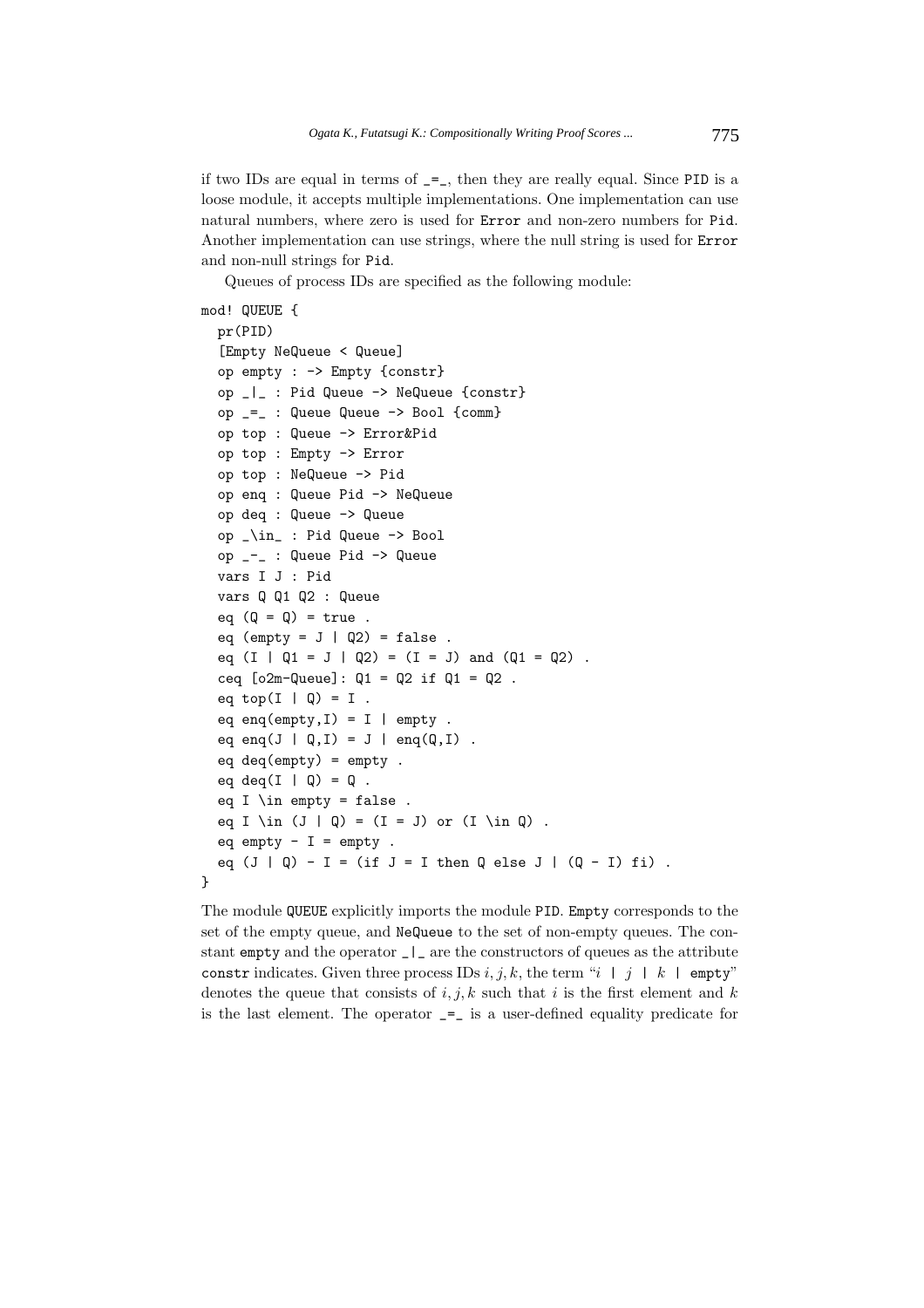if two IDs are equal in terms of `_=_`, then they are really equal. Since `PID` is a loose module, it accepts multiple implementations. One implementation can use natural numbers, where zero is used for `Error` and non-zero numbers for `Pid`. Another implementation can use strings, where the null string is used for `Error` and non-null strings for `Pid`.

Queues of process IDs are specified as the following module:

```
mod! QUEUE {
  pr(PID)
  [Empty NeQueue < Queue]
  op empty : -> Empty {constr}
  op _|_ : Pid Queue -> NeQueue {constr}
  op _=_ : Queue Queue -> Bool {comm}
  op top : Queue -> Error&Pid
  op top : Empty -> Error
  op top : NeQueue -> Pid
  op enq : Queue Pid -> NeQueue
  op deq : Queue -> Queue
  op _\in_ : Pid Queue -> Bool
  op _-_ : Queue Pid -> Queue
  vars I J : Pid
  vars Q Q1 Q2 : Queue
  eq (Q = Q) = true .
  eq (empty = J | Q2) = false .
  eq (I | Q1 = J | Q2) = (I = J) and (Q1 = Q2) .
  ceq [o2m-Queue]: Q1 = Q2 if Q1 = Q2 .
  eq top(I | Q) = I .
  eq enq(empty,I) = I | empty .
  eq enq(J | Q,I) = J | enq(Q,I) .
  eq deq(empty) = empty .
  eq deq(I | Q) = Q .
  eq I \in empty = false .
  eq I \in (J | Q) = (I = J) or (I \in Q) .
  eq empty - I = empty .
  eq (J | Q) - I = (if J = I then Q else J | (Q - I) fi) .
}
```

The module `QUEUE` explicitly imports the module `PID`. `Empty` corresponds to the set of the empty queue, and `NeQueue` to the set of non-empty queues. The constant `empty` and the operator `_|_` are the constructors of queues as the attribute `constr` indicates. Given three process IDs $i, j, k$, the term "$i$ `|` $j$ `|` $k$ `| empty`" denotes the queue that consists of $i, j, k$ such that $i$ is the first element and $k$ is the last element. The operator `_=_` is a user-defined equality predicate for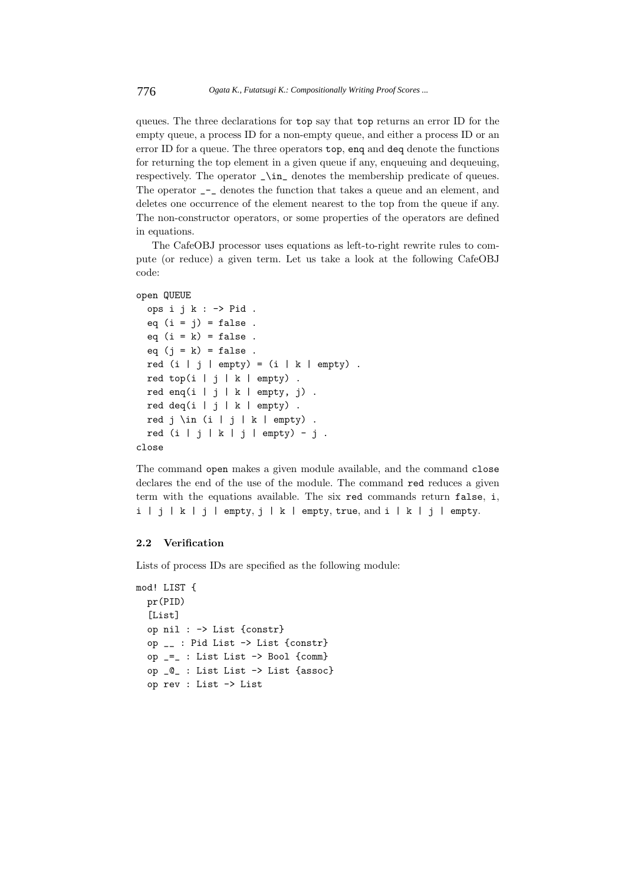queues. The three declarations for `top` say that `top` returns an error ID for the empty queue, a process ID for a non-empty queue, and either a process ID or an error ID for a queue. The three operators `top`, `enq` and `deq` denote the functions for returning the top element in a given queue if any, enqueuing and dequeuing, respectively. The operator `_\in_` denotes the membership predicate of queues. The operator `_-_` denotes the function that takes a queue and an element, and deletes one occurrence of the element nearest to the top from the queue if any. The non-constructor operators, or some properties of the operators are defined in equations.

The CafeOBJ processor uses equations as left-to-right rewrite rules to compute (or reduce) a given term. Let us take a look at the following CafeOBJ code:

```
open QUEUE
  ops i j k : -> Pid .
  eq (i = j) = false .
  eq (i = k) = false .
  eq (j = k) = false .
  red (i | j | empty) = (i | k | empty) .
  red top(i | j | k | empty) .
  red enq(i | j | k | empty, j) .
  red deq(i | j | k | empty) .
  red j \in (i | j | k | empty) .
  red (i | j | k | j | empty) - j .
close
```

The command `open` makes a given module available, and the command `close` declares the end of the use of the module. The command `red` reduces a given term with the equations available. The six `red` commands return `false`, `i`, `i | j | k | j | empty`, `j | k | empty`, `true`, and `i | k | j | empty`.

### 2.2 Verification

Lists of process IDs are specified as the following module:

```
mod! LIST {
  pr(PID)
  [List]
  op nil : -> List {constr}
  op __ : Pid List -> List {constr}
  op _=_ : List List -> Bool {comm}
  op _@_ : List List -> List {assoc}
  op rev : List -> List
```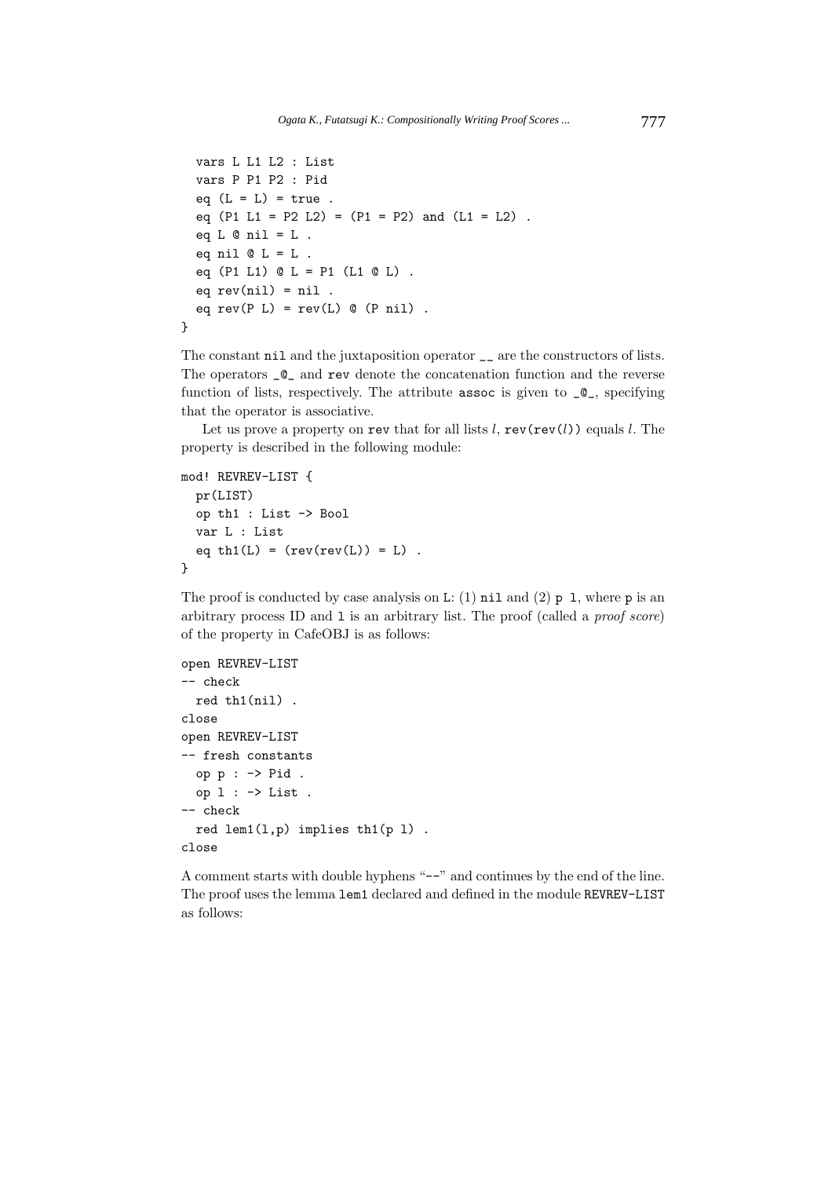```
  vars L L1 L2 : List
  vars P P1 P2 : Pid
  eq (L = L) = true .
  eq (P1 L1 = P2 L2) = (P1 = P2) and (L1 = L2) .
  eq L @ nil = L .
  eq nil @ L = L .
  eq (P1 L1) @ L = P1 (L1 @ L) .
  eq rev(nil) = nil .
  eq rev(P L) = rev(L) @ (P nil) .
}
```

The constant `nil` and the juxtaposition operator `__` are the constructors of lists. The operators `_@_` and `rev` denote the concatenation function and the reverse function of lists, respectively. The attribute `assoc` is given to `_@_`, specifying that the operator is associative.

Let us prove a property on `rev` that for all lists $l$, `rev(rev(`$l$`))` equals $l$. The property is described in the following module:

```
mod! REVREV-LIST {
  pr(LIST)
  op th1 : List -> Bool
  var L : List
  eq th1(L) = (rev(rev(L)) = L) .
}
```

The proof is conducted by case analysis on `L`: (1) `nil` and (2) `p l`, where `p` is an arbitrary process ID and `l` is an arbitrary list. The proof (called a *proof score*) of the property in CafeOBJ is as follows:

```
open REVREV-LIST
-- check
  red th1(nil) .
close
open REVREV-LIST
-- fresh constants
  op p : -> Pid .
  op l : -> List .
-- check
  red lem1(l,p) implies th1(p l) .
close
```

A comment starts with double hyphens "`--`" and continues by the end of the line. The proof uses the lemma `lem1` declared and defined in the module `REVREV-LIST` as follows: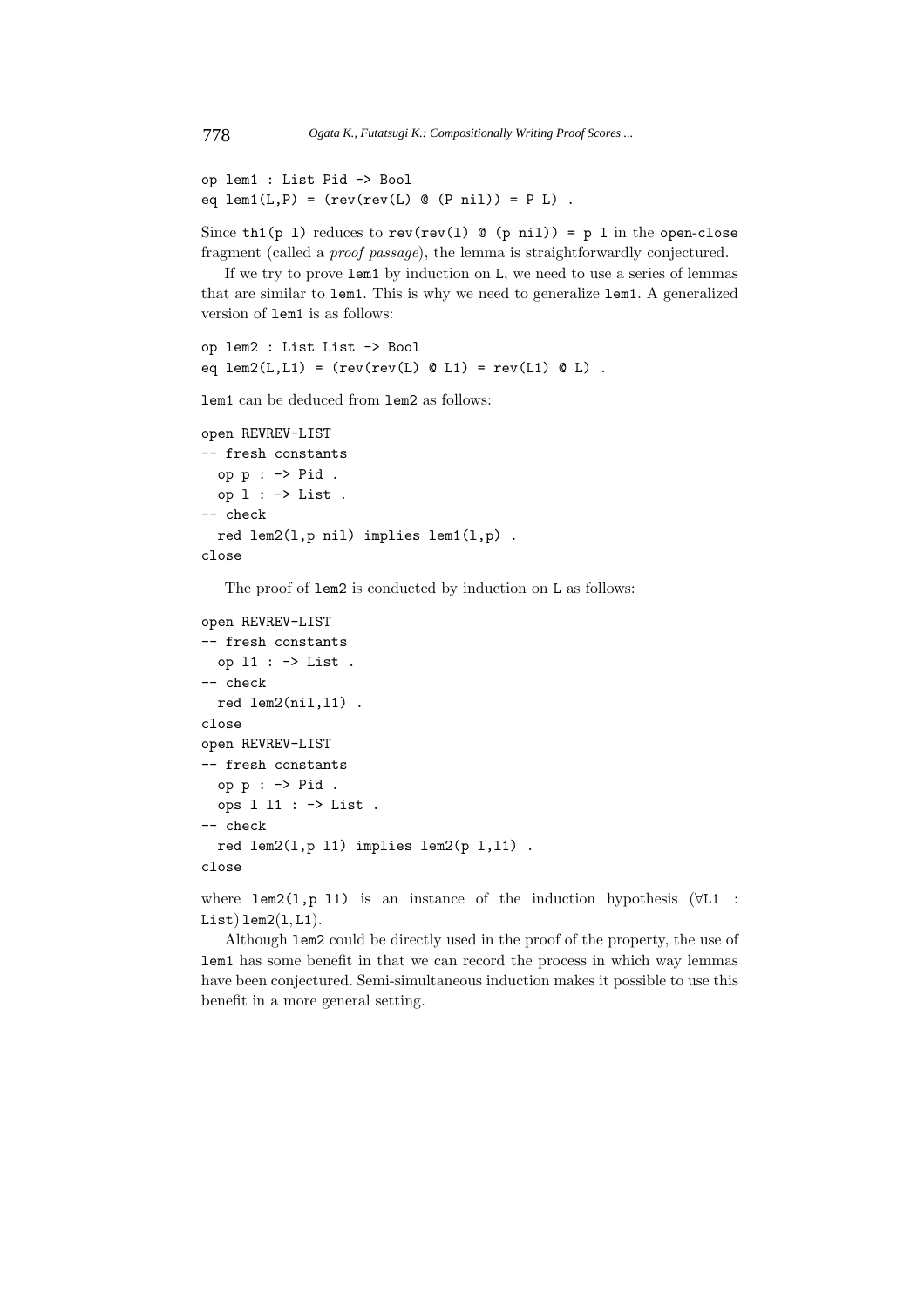```
op lem1 : List Pid -> Bool
eq lem1(L,P) = (rev(rev(L) @ (P nil)) = P L) .
```

Since `th1(p l)` reduces to `rev(rev(l) @ (p nil)) = p l` in the `open-close` fragment (called a *proof passage*), the lemma is straightforwardly conjectured.

If we try to prove `lem1` by induction on `L`, we need to use a series of lemmas that are similar to `lem1`. This is why we need to generalize `lem1`. A generalized version of `lem1` is as follows:

```
op lem2 : List List -> Bool
eq lem2(L,L1) = (rev(rev(L) @ L1) = rev(L1) @ L) .
```

`lem1` can be deduced from `lem2` as follows:

```
open REVREV-LIST
-- fresh constants
  op p : -> Pid .
  op l : -> List .
-- check
  red lem2(l,p nil) implies lem1(l,p) .
close
```

The proof of `lem2` is conducted by induction on `L` as follows:

```
open REVREV-LIST
-- fresh constants
  op l1 : -> List .
-- check
  red lem2(nil,l1) .
close
open REVREV-LIST
-- fresh constants
  op p : -> Pid .
  ops l l1 : -> List .
-- check
  red lem2(l,p l1) implies lem2(p l,l1) .
close
```

where `lem2(l,p l1)` is an instance of the induction hypothesis ($\forall$`L1` : `List`) `lem2`($\mathtt{l}, \mathtt{L1}$).

Although `lem2` could be directly used in the proof of the property, the use of `lem1` has some benefit in that we can record the process in which way lemmas have been conjectured. Semi-simultaneous induction makes it possible to use this benefit in a more general setting.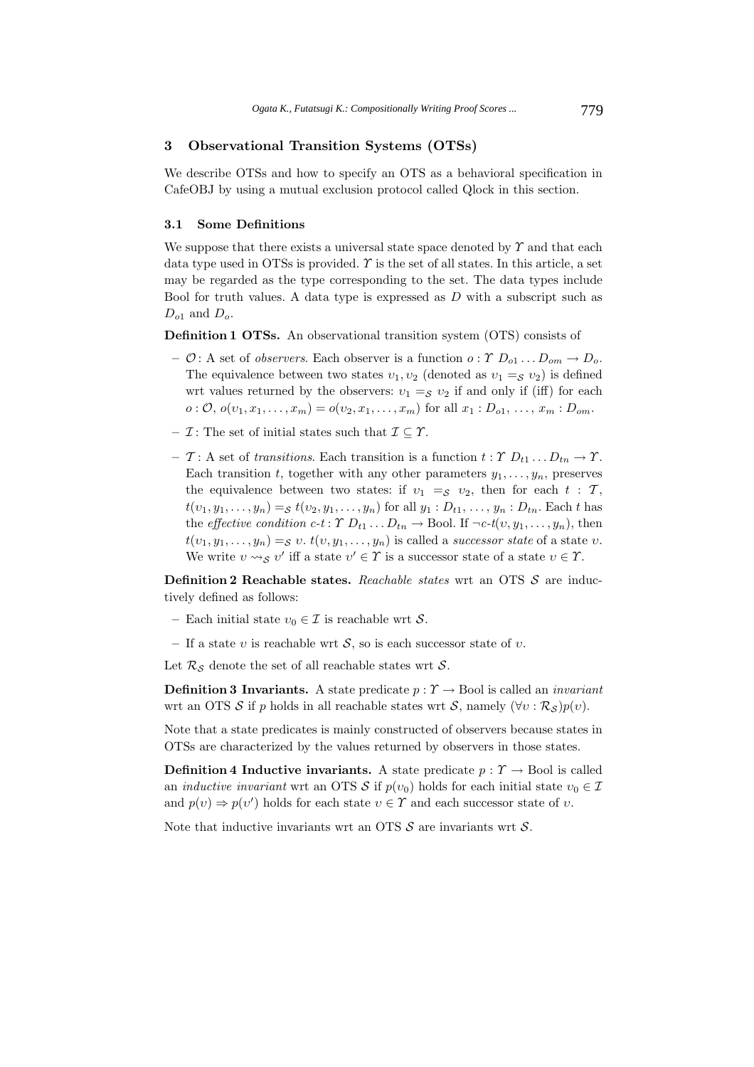## 3 Observational Transition Systems (OTSs)

We describe OTSs and how to specify an OTS as a behavioral specification in CafeOBJ by using a mutual exclusion protocol called Qlock in this section.

### 3.1 Some Definitions

We suppose that there exists a universal state space denoted by $\Upsilon$ and that each data type used in OTSs is provided. $\Upsilon$ is the set of all states. In this article, a set may be regarded as the type corresponding to the set. The data types include Bool for truth values. A data type is expressed as $D$ with a subscript such as $D_{o1}$ and $D_o$.

**Definition 1 OTSs.** An observational transition system (OTS) consists of

- $\mathcal{O}$ : A set of *observers*. Each observer is a function $o : \Upsilon\ D_{o1} \ldots D_{om} \rightarrow D_o$. The equivalence between two states $v_1, v_2$ (denoted as $v_1 =_{\mathcal{S}} v_2$) is defined wrt values returned by the observers: $v_1 =_{\mathcal{S}} v_2$ if and only if (iff) for each $o : \mathcal{O}$, $o(v_1, x_1, \ldots, x_m) = o(v_2, x_1, \ldots, x_m)$ for all $x_1 : D_{o1}, \ldots, x_m : D_{om}$.
- $\mathcal{I}$ : The set of initial states such that $\mathcal{I} \subseteq \Upsilon$.
- $\mathcal{T}$ : A set of *transitions*. Each transition is a function $t : \Upsilon\ D_{t1} \ldots D_{tn} \rightarrow \Upsilon$. Each transition $t$, together with any other parameters $y_1, \ldots, y_n$, preserves the equivalence between two states: if $v_1 =_{\mathcal{S}} v_2$, then for each $t : \mathcal{T}$, $t(v_1, y_1, \ldots, y_n) =_{\mathcal{S}} t(v_2, y_1, \ldots, y_n)$ for all $y_1 : D_{t1}, \ldots, y_n : D_{tn}$. Each $t$ has the *effective condition* $c\text{-}t : \Upsilon\ D_{t1} \ldots D_{tn} \rightarrow$ Bool. If $\neg c\text{-}t(v, y_1, \ldots, y_n)$, then $t(v, y_1, \ldots, y_n) =_{\mathcal{S}} v$. $t(v, y_1, \ldots, y_n)$ is called a *successor state* of a state $v$. We write $v \rightsquigarrow_{\mathcal{S}} v'$ iff a state $v' \in \Upsilon$ is a successor state of a state $v \in \Upsilon$.

**Definition 2 Reachable states.** *Reachable states* wrt an OTS $\mathcal{S}$ are inductively defined as follows:

- Each initial state $v_0 \in \mathcal{I}$ is reachable wrt $\mathcal{S}$.
- If a state $v$ is reachable wrt $\mathcal{S}$, so is each successor state of $v$.

Let $\mathcal{R}_{\mathcal{S}}$ denote the set of all reachable states wrt $\mathcal{S}$.

**Definition 3 Invariants.** A state predicate $p : \Upsilon \rightarrow$ Bool is called an *invariant* wrt an OTS $\mathcal{S}$ if $p$ holds in all reachable states wrt $\mathcal{S}$, namely $(\forall v : \mathcal{R}_{\mathcal{S}}) p(v)$.

Note that a state predicates is mainly constructed of observers because states in OTSs are characterized by the values returned by observers in those states.

**Definition 4 Inductive invariants.** A state predicate $p : \Upsilon \rightarrow$ Bool is called an *inductive invariant* wrt an OTS $\mathcal{S}$ if $p(v_0)$ holds for each initial state $v_0 \in \mathcal{I}$ and $p(v) \Rightarrow p(v')$ holds for each state $v \in \Upsilon$ and each successor state of $v$.

Note that inductive invariants wrt an OTS $\mathcal{S}$ are invariants wrt $\mathcal{S}$.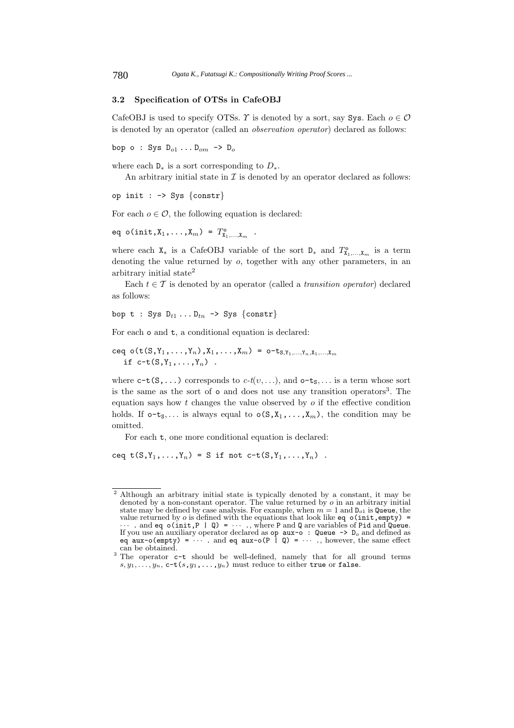### 3.2 Specification of OTSs in CafeOBJ

CafeOBJ is used to specify OTSs. $\Upsilon$ is denoted by a sort, say `Sys`. Each $o \in \mathcal{O}$ is denoted by an operator (called an *observation operator*) declared as follows:

bop o : Sys $\mathtt{D}_{o1} \ldots \mathtt{D}_{om}$ -> $\mathtt{D}_o$

where each $\mathtt{D}_*$ is a sort corresponding to $D_*$.

An arbitrary initial state in $\mathcal{I}$ is denoted by an operator declared as follows:

```
op init : -> Sys {constr}
```

For each $o \in \mathcal{O}$, the following equation is declared:

eq o(init, $\mathtt{X}_1, \ldots, \mathtt{X}_m$) = $T^{\mathtt{o}}_{\mathtt{X}_1,\ldots,\mathtt{X}_m}$ .

where each $\mathtt{X}_*$ is a CafeOBJ variable of the sort $\mathtt{D}_*$ and $T^{\mathtt{o}}_{\mathtt{X}_1,\ldots,\mathtt{X}_m}$ is a term denoting the value returned by $o$, together with any other parameters, in an arbitrary initial state[2]

Each $t \in \mathcal{T}$ is denoted by an operator (called a *transition operator*) declared as follows:

bop t : Sys $\mathtt{D}_{t1} \ldots \mathtt{D}_{tn}$ -> Sys {constr}

For each `o` and `t`, a conditional equation is declared:

ceq o(t(S, $\mathtt{Y}_1, \ldots, \mathtt{Y}_n$), $\mathtt{X}_1, \ldots, \mathtt{X}_m$) = $\mathtt{o\text{-}t}_{\mathtt{S},\mathtt{Y}_1,\ldots,\mathtt{Y}_n,\mathtt{X}_1,\ldots,\mathtt{X}_m}$
  if c-t(S, $\mathtt{Y}_1, \ldots, \mathtt{Y}_n$) .

where `c-t(S,...)` corresponds to $c\text{-}t(\upsilon, \ldots)$, and $\mathtt{o\text{-}t}_{\mathtt{S}}, \ldots$ is a term whose sort is the same as the sort of `o` and does not use any transition operators[3]. The equation says how $t$ changes the value observed by $o$ if the effective condition holds. If $\mathtt{o\text{-}t}_{\mathtt{S}}, \ldots$ is always equal to o(S, $\mathtt{X}_1, \ldots, \mathtt{X}_m$), the condition may be omitted.

For each `t`, one more conditional equation is declared:

ceq t(S, $\mathtt{Y}_1, \ldots, \mathtt{Y}_n$) = S if not c-t(S, $\mathtt{Y}_1, \ldots, \mathtt{Y}_n$) .

---

[2] Although an arbitrary initial state is typically denoted by a constant, it may be denoted by a non-constant operator. The value returned by $o$ in an arbitrary initial state may be defined by case analysis. For example, when $m = 1$ and $\mathtt{D}_{o1}$ is `Queue`, the value returned by $o$ is defined with the equations that look like `eq o(init,empty) =` $\cdots$ . and `eq o(init,P | Q) =` $\cdots$ ., where `P` and `Q` are variables of `Pid` and `Queue`. If you use an auxiliary operator declared as `op aux-o : Queue ->` $\mathtt{D}_o$ and defined as `eq aux-o(empty) =` $\cdots$ . and `eq aux-o(P | Q) =` $\cdots$ ., however, the same effect can be obtained.

[3] The operator `c-t` should be well-defined, namely that for all ground terms $s, y_1, \ldots, y_n$, c-t($s, y_1, \ldots, y_n$) must reduce to either `true` or `false`.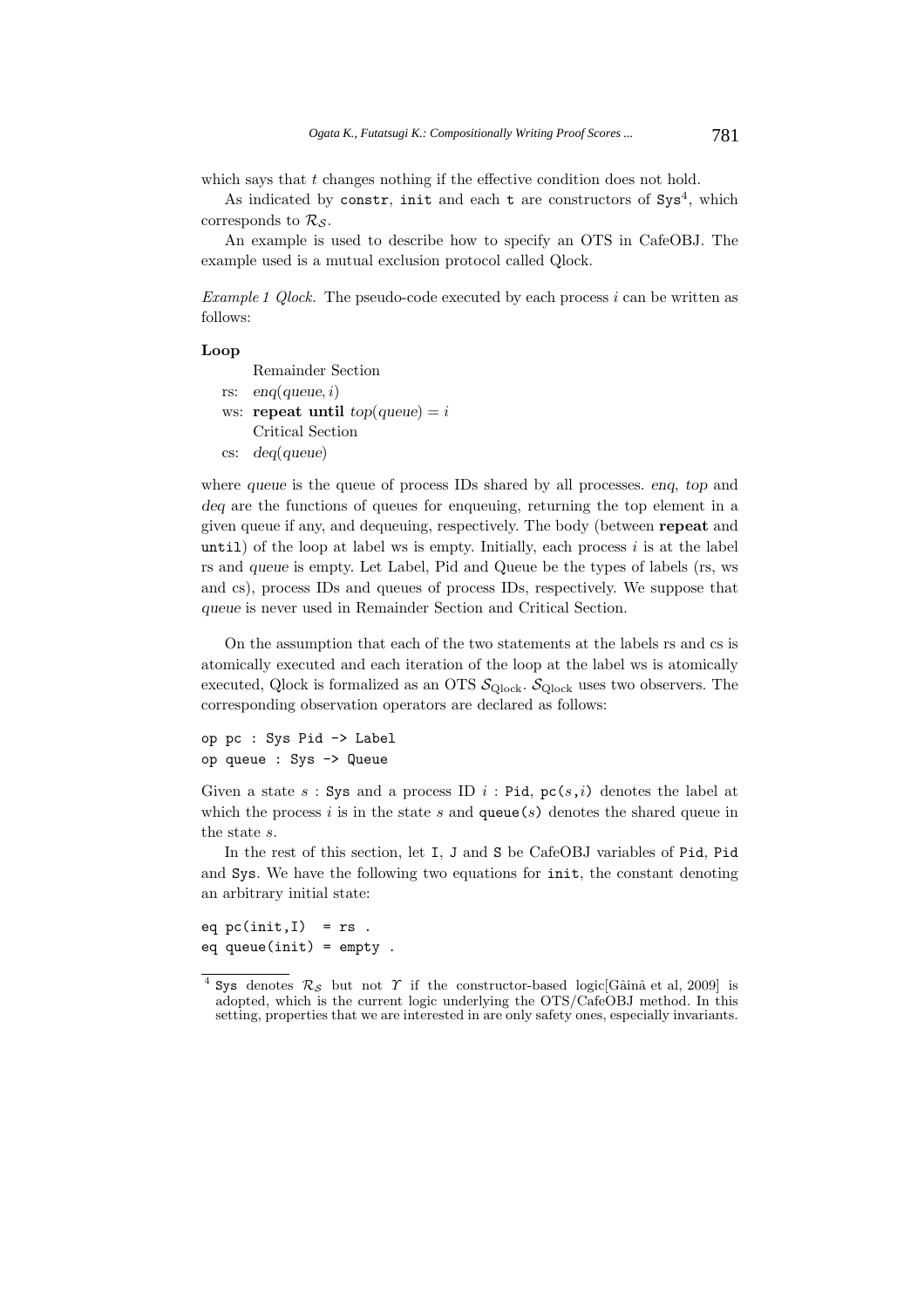which says that $t$ changes nothing if the effective condition does not hold.

As indicated by `constr`, `init` and each `t` are constructors of `Sys`[4], which corresponds to $\mathcal{R}_{\mathcal{S}}$.

An example is used to describe how to specify an OTS in CafeOBJ. The example used is a mutual exclusion protocol called Qlock.

*Example 1 Qlock.* The pseudo-code executed by each process $i$ can be written as follows:

**Loop**

  Remainder Section
 rs: $enq(queue, i)$
 ws: **repeat until** $top(queue) = i$
  Critical Section
 cs: $deq(queue)$

where *queue* is the queue of process IDs shared by all processes. *enq*, *top* and *deq* are the functions of queues for enqueuing, returning the top element in a given queue if any, and dequeuing, respectively. The body (between **repeat** and `until`) of the loop at label ws is empty. Initially, each process $i$ is at the label rs and *queue* is empty. Let Label, Pid and Queue be the types of labels (rs, ws and cs), process IDs and queues of process IDs, respectively. We suppose that *queue* is never used in Remainder Section and Critical Section.

On the assumption that each of the two statements at the labels rs and cs is atomically executed and each iteration of the loop at the label ws is atomically executed, Qlock is formalized as an OTS $\mathcal{S}_{\mathrm{Qlock}}$. $\mathcal{S}_{\mathrm{Qlock}}$ uses two observers. The corresponding observation operators are declared as follows:

```
op pc : Sys Pid -> Label
op queue : Sys -> Queue
```

Given a state $s$ : `Sys` and a process ID $i$ : `Pid`, `pc(`$s$`,`$i$`)` denotes the label at which the process $i$ is in the state $s$ and `queue(`$s$`)` denotes the shared queue in the state $s$.

In the rest of this section, let `I`, `J` and `S` be CafeOBJ variables of `Pid`, `Pid` and `Sys`. We have the following two equations for `init`, the constant denoting an arbitrary initial state:

```
eq pc(init,I)  = rs .
eq queue(init) = empty .
```

---

[4] `Sys` denotes $\mathcal{R}_{\mathcal{S}}$ but not $\Upsilon$ if the constructor-based logic[Găină et al, 2009] is adopted, which is the current logic underlying the OTS/CafeOBJ method. In this setting, properties that we are interested in are only safety ones, especially invariants.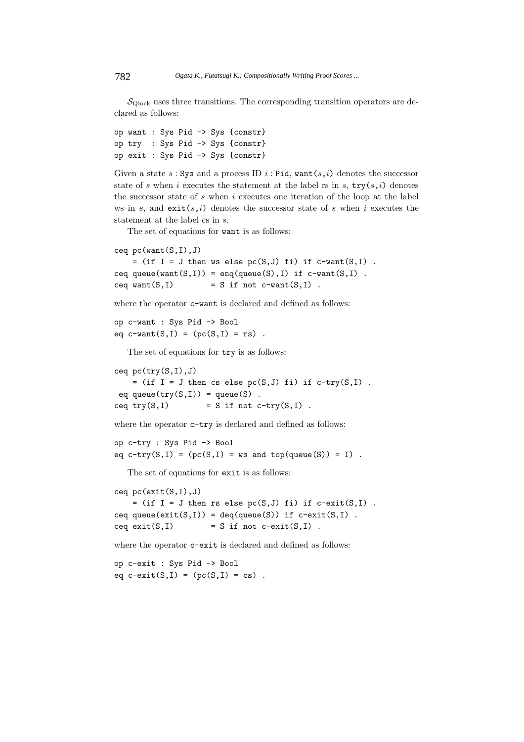$\mathcal{S}_{\text{Qlock}}$ uses three transitions. The corresponding transition operators are declared as follows:

```
op want : Sys Pid -> Sys {constr}
op try  : Sys Pid -> Sys {constr}
op exit : Sys Pid -> Sys {constr}
```

Given a state $s$ : `Sys` and a process ID $i$ : `Pid`, `want(`$s$`,`$i$`)` denotes the successor state of $s$ when $i$ executes the statement at the label rs in $s$, `try(`$s$`,`$i$`)` denotes the successor state of $s$ when $i$ executes one iteration of the loop at the label ws in $s$, and `exit(`$s$`,`$i$`)` denotes the successor state of $s$ when $i$ executes the statement at the label cs in $s$.

The set of equations for `want` is as follows:

```
ceq pc(want(S,I),J)
    = (if I = J then ws else pc(S,J) fi) if c-want(S,I) .
ceq queue(want(S,I)) = enq(queue(S),I) if c-want(S,I) .
ceq want(S,I)        = S if not c-want(S,I) .
```

where the operator `c-want` is declared and defined as follows:

```
op c-want : Sys Pid -> Bool
eq c-want(S,I) = (pc(S,I) = rs) .
```

The set of equations for `try` is as follows:

```
ceq pc(try(S,I),J)
    = (if I = J then cs else pc(S,J) fi) if c-try(S,I) .
 eq queue(try(S,I)) = queue(S) .
ceq try(S,I)        = S if not c-try(S,I) .
```

where the operator `c-try` is declared and defined as follows:

```
op c-try : Sys Pid -> Bool
eq c-try(S,I) = (pc(S,I) = ws and top(queue(S)) = I) .
```

The set of equations for `exit` is as follows:

```
ceq pc(exit(S,I),J)
    = (if I = J then rs else pc(S,J) fi) if c-exit(S,I) .
ceq queue(exit(S,I)) = deq(queue(S)) if c-exit(S,I) .
ceq exit(S,I)        = S if not c-exit(S,I) .
```

where the operator `c-exit` is declared and defined as follows:

```
op c-exit : Sys Pid -> Bool
eq c-exit(S,I) = (pc(S,I) = cs) .
```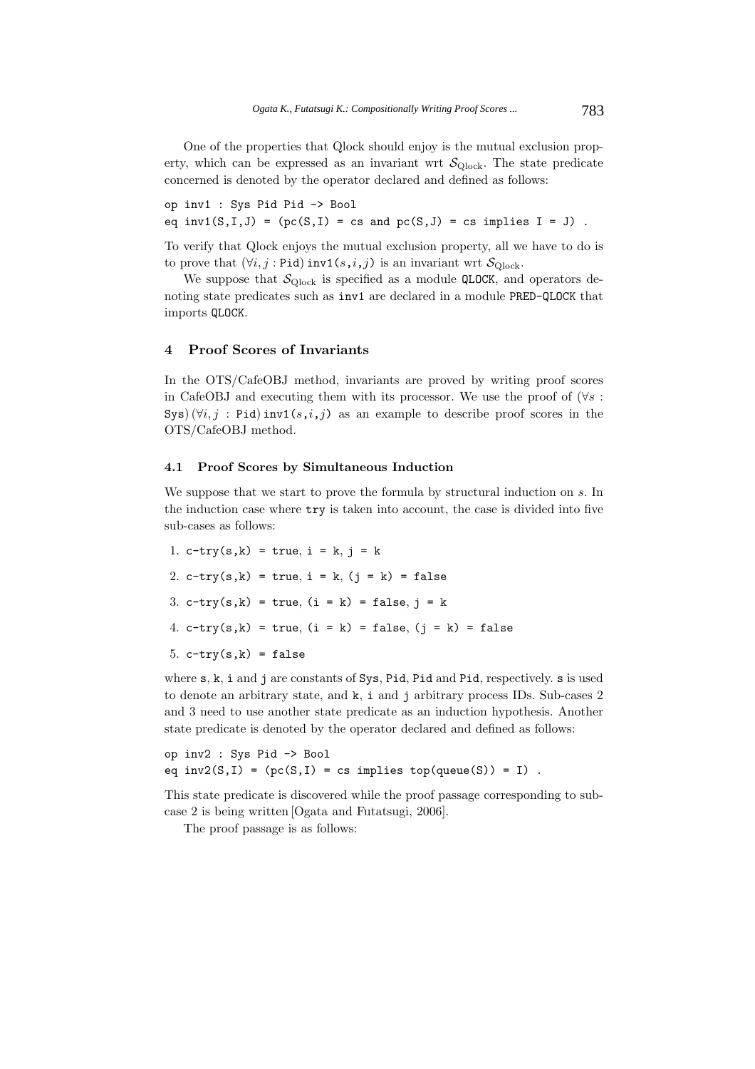One of the properties that Qlock should enjoy is the mutual exclusion property, which can be expressed as an invariant wrt $\mathcal{S}_{\text{Qlock}}$. The state predicate concerned is denoted by the operator declared and defined as follows:

```
op inv1 : Sys Pid Pid -> Bool
eq inv1(S,I,J) = (pc(S,I) = cs and pc(S,J) = cs implies I = J) .
```

To verify that Qlock enjoys the mutual exclusion property, all we have to do is to prove that $(\forall i, j : \texttt{Pid})\, \texttt{inv1}(s,i,j)$ is an invariant wrt $\mathcal{S}_{\text{Qlock}}$.

We suppose that $\mathcal{S}_{\text{Qlock}}$ is specified as a module `QLOCK`, and operators denoting state predicates such as `inv1` are declared in a module `PRED-QLOCK` that imports `QLOCK`.

## 4 Proof Scores of Invariants

In the OTS/CafeOBJ method, invariants are proved by writing proof scores in CafeOBJ and executing them with its processor. We use the proof of $(\forall s : \texttt{Sys})\, (\forall i, j : \texttt{Pid})\, \texttt{inv1}(s,i,j)$ as an example to describe proof scores in the OTS/CafeOBJ method.

### 4.1 Proof Scores by Simultaneous Induction

We suppose that we start to prove the formula by structural induction on $s$. In the induction case where `try` is taken into account, the case is divided into five sub-cases as follows:

1. `c-try(s,k) = true`, `i = k`, `j = k`
2. `c-try(s,k) = true`, `i = k`, `(j = k) = false`
3. `c-try(s,k) = true`, `(i = k) = false`, `j = k`
4. `c-try(s,k) = true`, `(i = k) = false`, `(j = k) = false`
5. `c-try(s,k) = false`

where `s`, `k`, `i` and `j` are constants of `Sys`, `Pid`, `Pid` and `Pid`, respectively. `s` is used to denote an arbitrary state, and `k`, `i` and `j` arbitrary process IDs. Sub-cases 2 and 3 need to use another state predicate as an induction hypothesis. Another state predicate is denoted by the operator declared and defined as follows:

```
op inv2 : Sys Pid -> Bool
eq inv2(S,I) = (pc(S,I) = cs implies top(queue(S)) = I) .
```

This state predicate is discovered while the proof passage corresponding to sub-case 2 is being written [Ogata and Futatsugi, 2006].

The proof passage is as follows: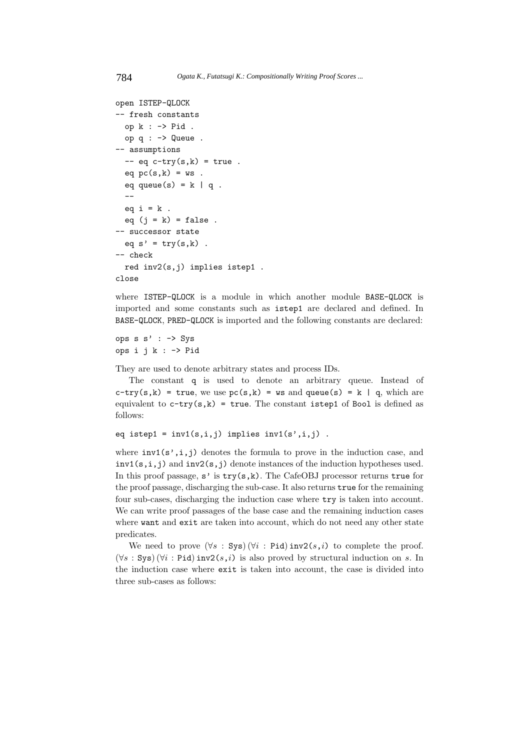```
open ISTEP-QLOCK
-- fresh constants
  op k : -> Pid .
  op q : -> Queue .
-- assumptions
  -- eq c-try(s,k) = true .
  eq pc(s,k) = ws .
  eq queue(s) = k | q .
  --
  eq i = k .
  eq (j = k) = false .
-- successor state
  eq s' = try(s,k) .
-- check
  red inv2(s,j) implies istep1 .
close
```

where `ISTEP-QLOCK` is a module in which another module `BASE-QLOCK` is imported and some constants such as `istep1` are declared and defined. In `BASE-QLOCK`, `PRED-QLOCK` is imported and the following constants are declared:

```
ops s s' : -> Sys
ops i j k : -> Pid
```

They are used to denote arbitrary states and process IDs.

The constant `q` is used to denote an arbitrary queue. Instead of `c-try(s,k) = true`, we use `pc(s,k) = ws` and `queue(s) = k | q`, which are equivalent to `c-try(s,k) = true`. The constant `istep1` of `Bool` is defined as follows:

```
eq istep1 = inv1(s,i,j) implies inv1(s',i,j) .
```

where `inv1(s',i,j)` denotes the formula to prove in the induction case, and `inv1(s,i,j)` and `inv2(s,j)` denote instances of the induction hypotheses used. In this proof passage, `s'` is `try(s,k)`. The CafeOBJ processor returns `true` for the proof passage, discharging the sub-case. It also returns `true` for the remaining four sub-cases, discharging the induction case where `try` is taken into account. We can write proof passages of the base case and the remaining induction cases where `want` and `exit` are taken into account, which do not need any other state predicates.

We need to prove $(\forall s : \texttt{Sys})\,(\forall i : \texttt{Pid})\,\texttt{inv2}(s,i)$ to complete the proof. $(\forall s : \texttt{Sys})\,(\forall i : \texttt{Pid})\,\texttt{inv2}(s,i)$ is also proved by structural induction on $s$. In the induction case where `exit` is taken into account, the case is divided into three sub-cases as follows: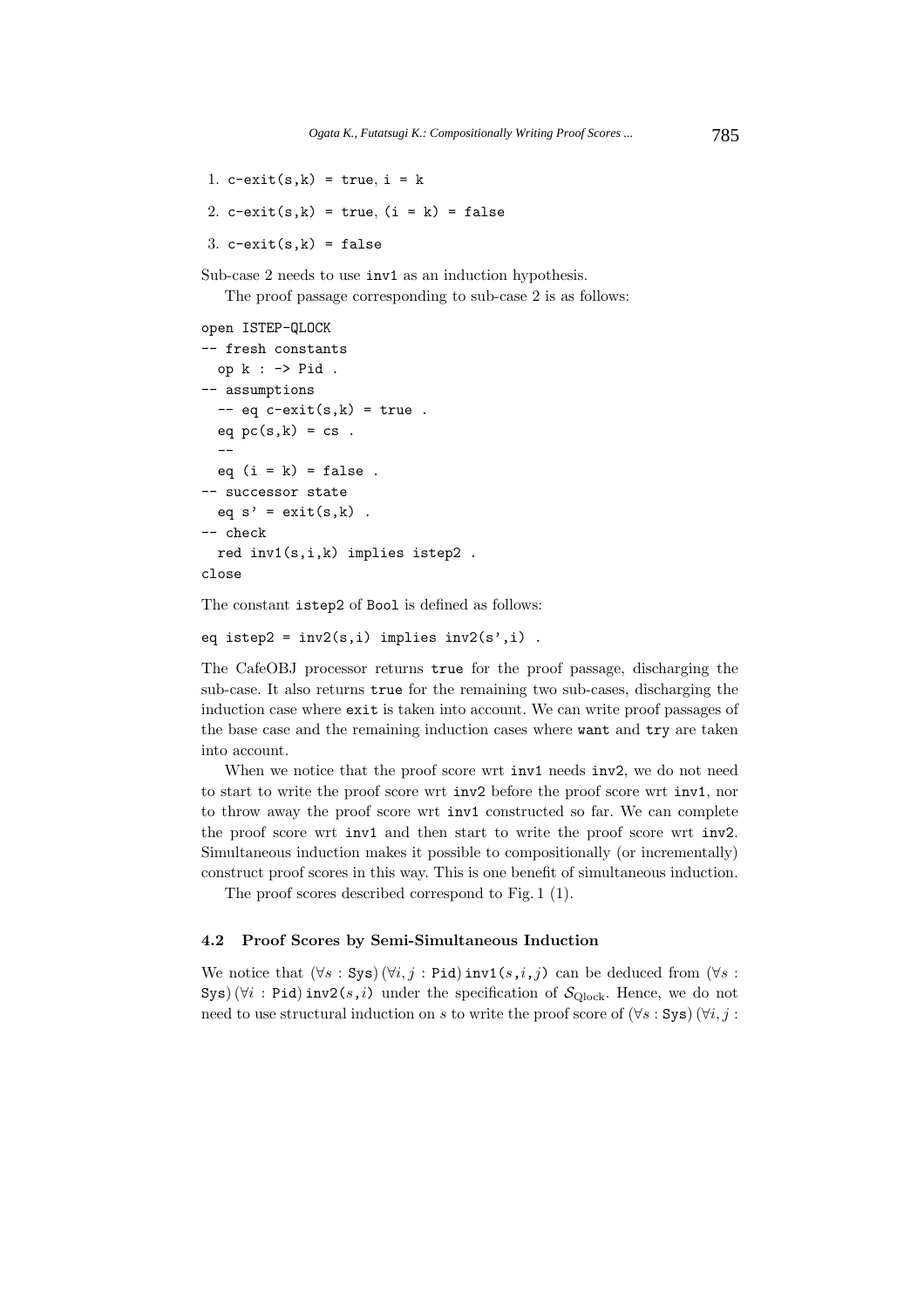1. `c-exit(s,k) = true`, `i = k`
2. `c-exit(s,k) = true`, `(i = k) = false`
3. `c-exit(s,k) = false`

Sub-case 2 needs to use `inv1` as an induction hypothesis.

The proof passage corresponding to sub-case 2 is as follows:

```
open ISTEP-QLOCK
-- fresh constants
  op k : -> Pid .
-- assumptions
  -- eq c-exit(s,k) = true .
  eq pc(s,k) = cs .
  --
  eq (i = k) = false .
-- successor state
  eq s' = exit(s,k) .
-- check
  red inv1(s,i,k) implies istep2 .
close
```

The constant `istep2` of `Bool` is defined as follows:

```
eq istep2 = inv2(s,i) implies inv2(s',i) .
```

The CafeOBJ processor returns `true` for the proof passage, discharging the sub-case. It also returns `true` for the remaining two sub-cases, discharging the induction case where `exit` is taken into account. We can write proof passages of the base case and the remaining induction cases where `want` and `try` are taken into account.

When we notice that the proof score wrt `inv1` needs `inv2`, we do not need to start to write the proof score wrt `inv2` before the proof score wrt `inv1`, nor to throw away the proof score wrt `inv1` constructed so far. We can complete the proof score wrt `inv1` and then start to write the proof score wrt `inv2`. Simultaneous induction makes it possible to compositionally (or incrementally) construct proof scores in this way. This is one benefit of simultaneous induction.

The proof scores described correspond to Fig. 1 (1).

### 4.2 Proof Scores by Semi-Simultaneous Induction

We notice that $(\forall s : \texttt{Sys})\,(\forall i, j : \texttt{Pid})\,\texttt{inv1}(s,i,j)$ can be deduced from $(\forall s : \texttt{Sys})\,(\forall i : \texttt{Pid})\,\texttt{inv2}(s,i)$ under the specification of $\mathcal{S}_{\text{Qlock}}$. Hence, we do not need to use structural induction on $s$ to write the proof score of $(\forall s : \texttt{Sys})\,(\forall i, j :$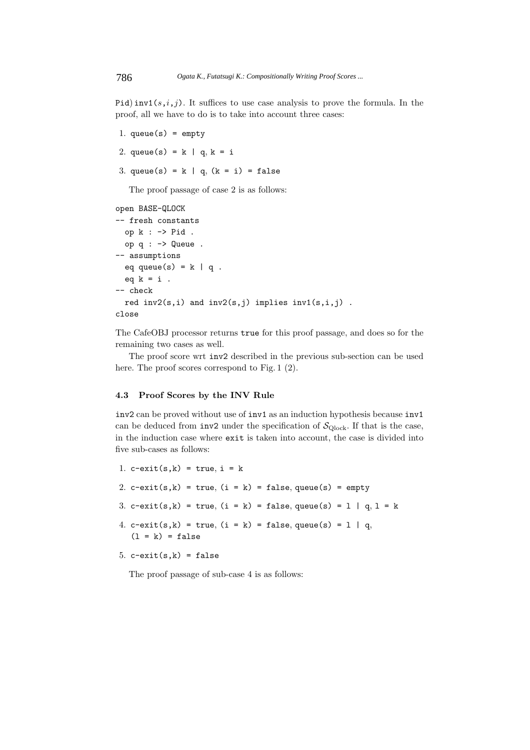Pid) `inv1`($s$,$i$,$j$). It suffices to use case analysis to prove the formula. In the proof, all we have to do is to take into account three cases:

1. `queue(s) = empty`
2. `queue(s) = k | q`, `k = i`
3. `queue(s) = k | q`, `(k = i) = false`

The proof passage of case 2 is as follows:

```
open BASE-QLOCK
-- fresh constants
  op k : -> Pid .
  op q : -> Queue .
-- assumptions
  eq queue(s) = k | q .
  eq k = i .
-- check
  red inv2(s,i) and inv2(s,j) implies inv1(s,i,j) .
close
```

The CafeOBJ processor returns `true` for this proof passage, and does so for the remaining two cases as well.

The proof score wrt `inv2` described in the previous sub-section can be used here. The proof scores correspond to Fig. 1 (2).

### 4.3 Proof Scores by the INV Rule

`inv2` can be proved without use of `inv1` as an induction hypothesis because `inv1` can be deduced from `inv2` under the specification of $\mathcal{S}_{\text{Qlock}}$. If that is the case, in the induction case where `exit` is taken into account, the case is divided into five sub-cases as follows:

1. `c-exit(s,k) = true`, `i = k`
2. `c-exit(s,k) = true`, `(i = k) = false`, `queue(s) = empty`
3. `c-exit(s,k) = true`, `(i = k) = false`, `queue(s) = l | q`, `l = k`
4. `c-exit(s,k) = true`, `(i = k) = false`, `queue(s) = l | q`, `(l = k) = false`
5. `c-exit(s,k) = false`

The proof passage of sub-case 4 is as follows: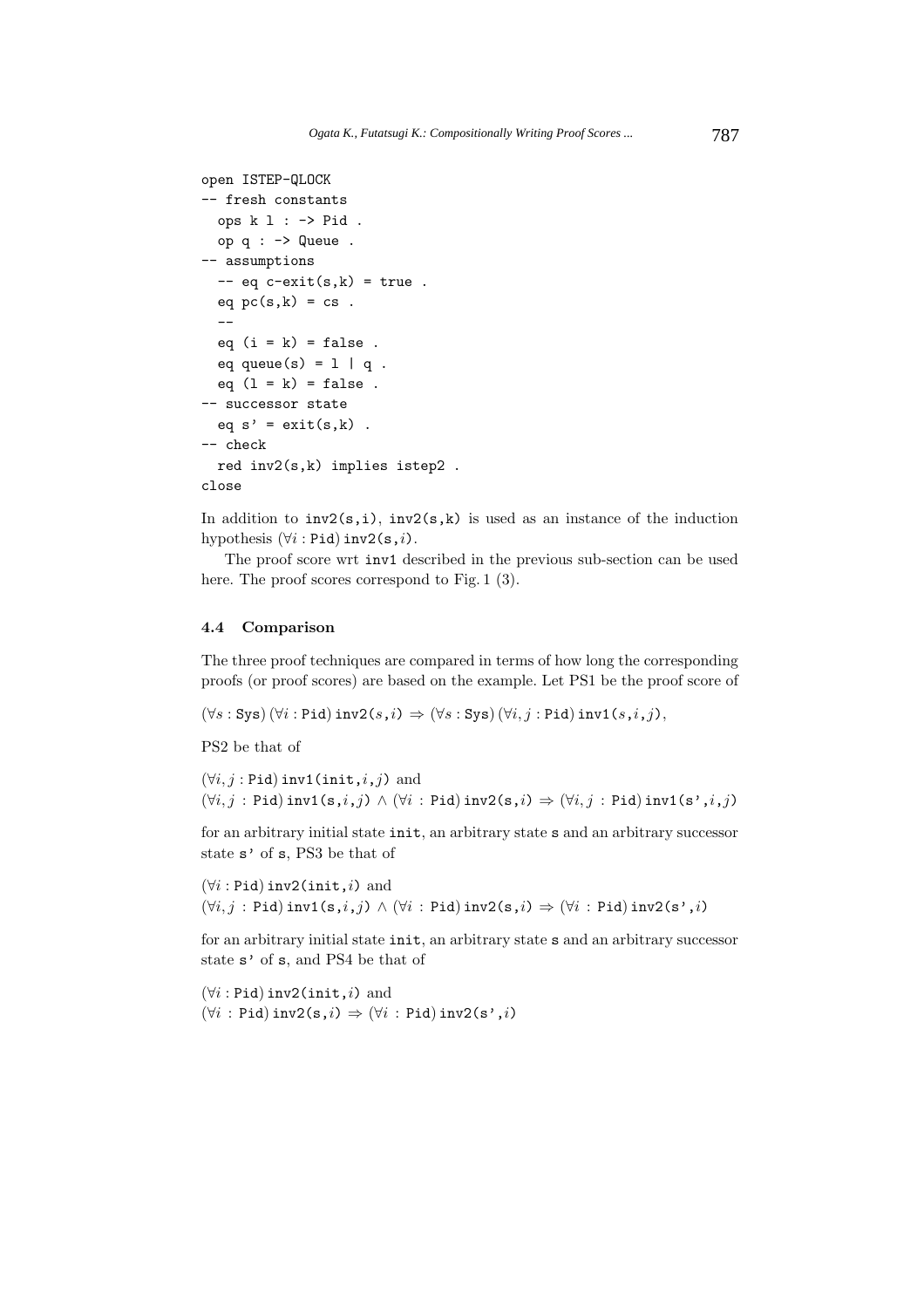```
open ISTEP-QLOCK
-- fresh constants
  ops k l : -> Pid .
  op q : -> Queue .
-- assumptions
  -- eq c-exit(s,k) = true .
  eq pc(s,k) = cs .
  --
  eq (i = k) = false .
  eq queue(s) = l | q .
  eq (l = k) = false .
-- successor state
  eq s' = exit(s,k) .
-- check
  red inv2(s,k) implies istep2 .
close
```

In addition to `inv2(s,i)`, `inv2(s,k)` is used as an instance of the induction hypothesis $(\forall i : \texttt{Pid})\, \texttt{inv2(s,}i\texttt{)}$.

The proof score wrt `inv1` described in the previous sub-section can be used here. The proof scores correspond to Fig. 1 (3).

### 4.4 Comparison

The three proof techniques are compared in terms of how long the corresponding proofs (or proof scores) are based on the example. Let PS1 be the proof score of

$(\forall s : \texttt{Sys})\, (\forall i : \texttt{Pid})\, \texttt{inv2(}s\texttt{,}i\texttt{)} \Rightarrow (\forall s : \texttt{Sys})\, (\forall i, j : \texttt{Pid})\, \texttt{inv1(}s\texttt{,}i\texttt{,}j\texttt{)}$,

PS2 be that of

$(\forall i, j : \texttt{Pid})\, \texttt{inv1(init,}i\texttt{,}j\texttt{)}$ and
$(\forall i, j : \texttt{Pid})\, \texttt{inv1(s,}i\texttt{,}j\texttt{)} \wedge (\forall i : \texttt{Pid})\, \texttt{inv2(s,}i\texttt{)} \Rightarrow (\forall i, j : \texttt{Pid})\, \texttt{inv1(s',}i\texttt{,}j\texttt{)}$

for an arbitrary initial state `init`, an arbitrary state `s` and an arbitrary successor state `s'` of `s`, PS3 be that of

$(\forall i : \texttt{Pid})\, \texttt{inv2(init,}i\texttt{)}$ and
$(\forall i, j : \texttt{Pid})\, \texttt{inv1(s,}i\texttt{,}j\texttt{)} \wedge (\forall i : \texttt{Pid})\, \texttt{inv2(s,}i\texttt{)} \Rightarrow (\forall i : \texttt{Pid})\, \texttt{inv2(s',}i\texttt{)}$

for an arbitrary initial state `init`, an arbitrary state `s` and an arbitrary successor state `s'` of `s`, and PS4 be that of

$(\forall i : \texttt{Pid})\, \texttt{inv2(init,}i\texttt{)}$ and
$(\forall i : \texttt{Pid})\, \texttt{inv2(s,}i\texttt{)} \Rightarrow (\forall i : \texttt{Pid})\, \texttt{inv2(s',}i\texttt{)}$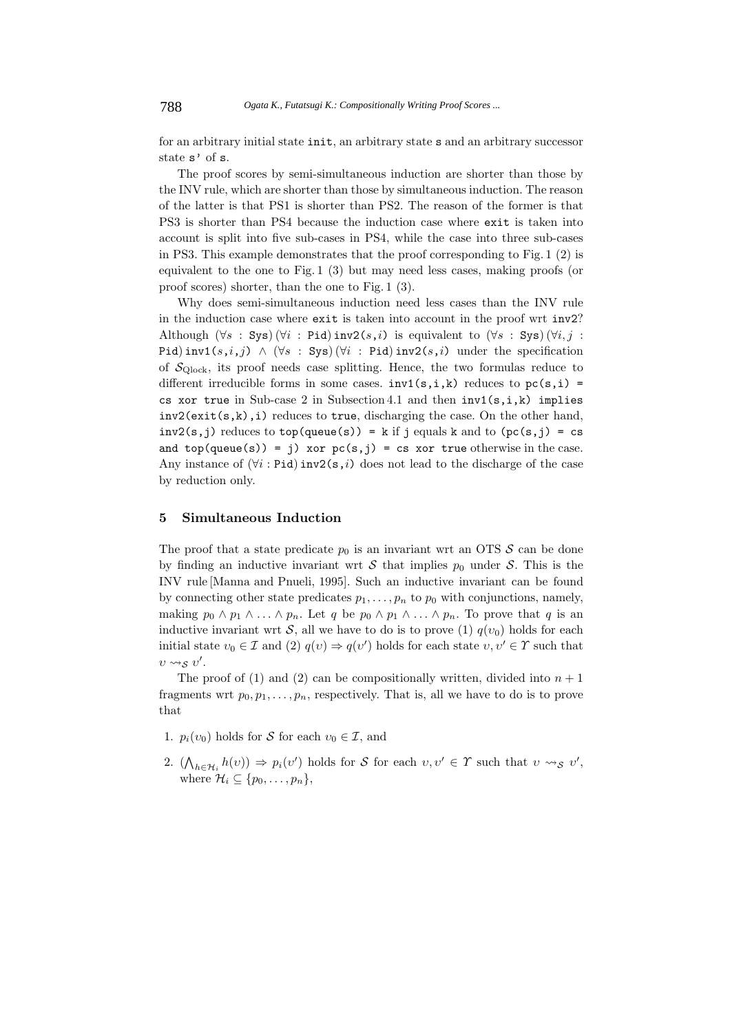for an arbitrary initial state `init`, an arbitrary state `s` and an arbitrary successor state `s'` of `s`.

The proof scores by semi-simultaneous induction are shorter than those by the INV rule, which are shorter than those by simultaneous induction. The reason of the latter is that PS1 is shorter than PS2. The reason of the former is that PS3 is shorter than PS4 because the induction case where `exit` is taken into account is split into five sub-cases in PS4, while the case into three sub-cases in PS3. This example demonstrates that the proof corresponding to Fig. 1 (2) is equivalent to the one to Fig. 1 (3) but may need less cases, making proofs (or proof scores) shorter, than the one to Fig. 1 (3).

Why does semi-simultaneous induction need less cases than the INV rule in the induction case where `exit` is taken into account in the proof wrt `inv2`? Although $(\forall s : \texttt{Sys})\,(\forall i : \texttt{Pid})\,\texttt{inv2}(s,i)$ is equivalent to $(\forall s : \texttt{Sys})\,(\forall i, j : \texttt{Pid})\,\texttt{inv1}(s,i,j) \wedge (\forall s : \texttt{Sys})\,(\forall i : \texttt{Pid})\,\texttt{inv2}(s,i)$ under the specification of $\mathcal{S}_{\text{Qlock}}$, its proof needs case splitting. Hence, the two formulas reduce to different irreducible forms in some cases. `inv1(s,i,k)` reduces to `pc(s,i) = cs xor true` in Sub-case 2 in Subsection 4.1 and then `inv1(s,i,k) implies inv2(exit(s,k),i)` reduces to `true`, discharging the case. On the other hand, `inv2(s,j)` reduces to `top(queue(s)) = k` if `j` equals `k` and to `(pc(s,j) = cs and top(queue(s)) = j) xor pc(s,j) = cs xor true` otherwise in the case. Any instance of $(\forall i : \texttt{Pid})\,\texttt{inv2}(\texttt{s},i)$ does not lead to the discharge of the case by reduction only.

## 5 Simultaneous Induction

The proof that a state predicate $p_0$ is an invariant wrt an OTS $\mathcal{S}$ can be done by finding an inductive invariant wrt $\mathcal{S}$ that implies $p_0$ under $\mathcal{S}$. This is the INV rule [Manna and Pnueli, 1995]. Such an inductive invariant can be found by connecting other state predicates $p_1, \ldots, p_n$ to $p_0$ with conjunctions, namely, making $p_0 \wedge p_1 \wedge \ldots \wedge p_n$. Let $q$ be $p_0 \wedge p_1 \wedge \ldots \wedge p_n$. To prove that $q$ is an inductive invariant wrt $\mathcal{S}$, all we have to do is to prove (1) $q(\upsilon_0)$ holds for each initial state $\upsilon_0 \in \mathcal{I}$ and (2) $q(\upsilon) \Rightarrow q(\upsilon')$ holds for each state $\upsilon, \upsilon' \in \Upsilon$ such that $\upsilon \rightsquigarrow_{\mathcal{S}} \upsilon'$.

The proof of (1) and (2) can be compositionally written, divided into $n+1$ fragments wrt $p_0, p_1, \ldots, p_n$, respectively. That is, all we have to do is to prove that

1. $p_i(\upsilon_0)$ holds for $\mathcal{S}$ for each $\upsilon_0 \in \mathcal{I}$, and
2. $(\bigwedge_{h \in \mathcal{H}_i} h(\upsilon)) \Rightarrow p_i(\upsilon')$ holds for $\mathcal{S}$ for each $\upsilon, \upsilon' \in \Upsilon$ such that $\upsilon \rightsquigarrow_{\mathcal{S}} \upsilon'$, where $\mathcal{H}_i \subseteq \{p_0, \ldots, p_n\}$,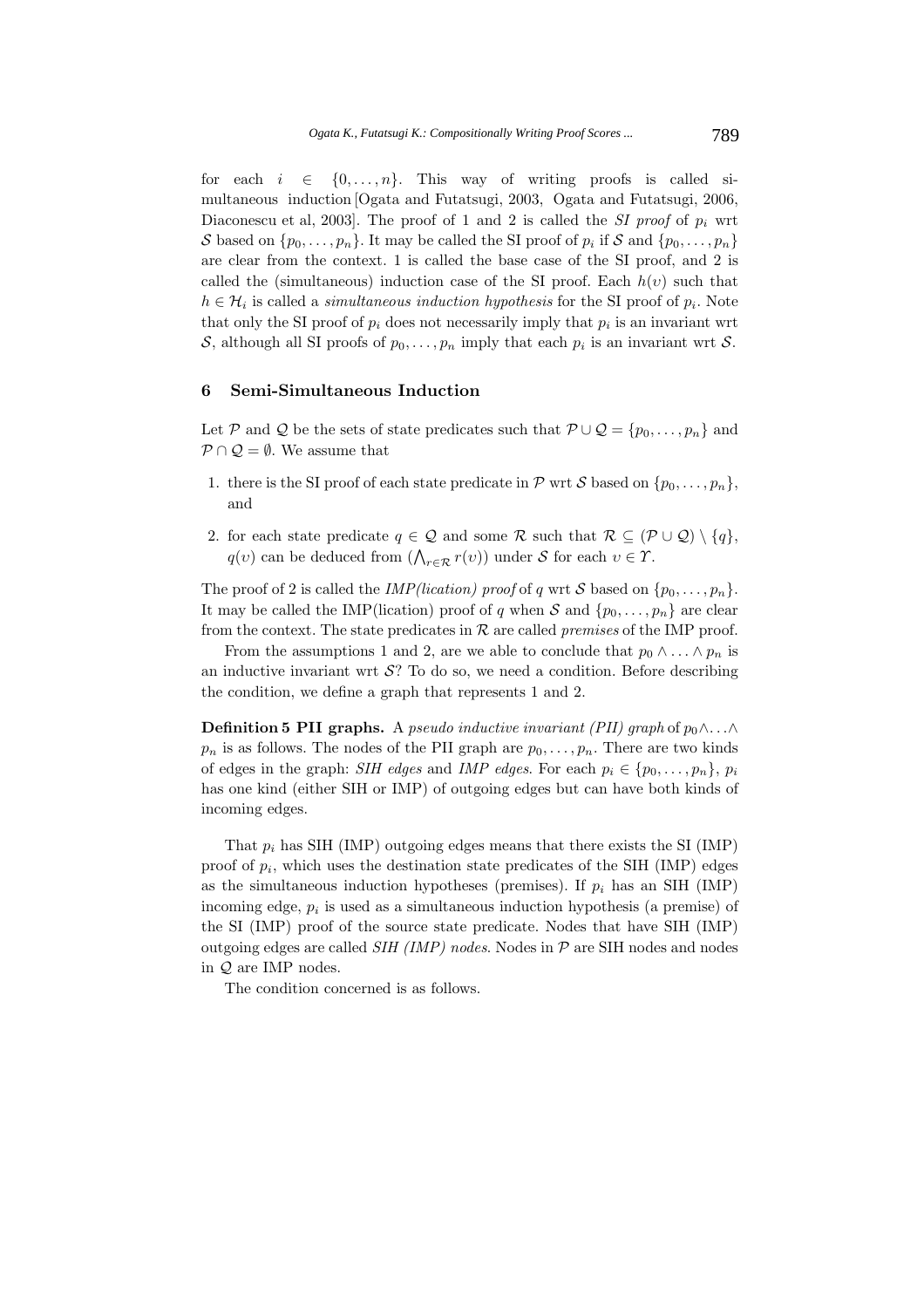for each $i \in \{0, \ldots, n\}$. This way of writing proofs is called simultaneous induction [Ogata and Futatsugi, 2003, Ogata and Futatsugi, 2006, Diaconescu et al, 2003]. The proof of 1 and 2 is called the *SI proof* of $p_i$ wrt $\mathcal{S}$ based on $\{p_0, \ldots, p_n\}$. It may be called the SI proof of $p_i$ if $\mathcal{S}$ and $\{p_0, \ldots, p_n\}$ are clear from the context. 1 is called the base case of the SI proof, and 2 is called the (simultaneous) induction case of the SI proof. Each $h(\upsilon)$ such that $h \in \mathcal{H}_i$ is called a *simultaneous induction hypothesis* for the SI proof of $p_i$. Note that only the SI proof of $p_i$ does not necessarily imply that $p_i$ is an invariant wrt $\mathcal{S}$, although all SI proofs of $p_0, \ldots, p_n$ imply that each $p_i$ is an invariant wrt $\mathcal{S}$.

## 6 Semi-Simultaneous Induction

Let $\mathcal{P}$ and $\mathcal{Q}$ be the sets of state predicates such that $\mathcal{P} \cup \mathcal{Q} = \{p_0, \ldots, p_n\}$ and $\mathcal{P} \cap \mathcal{Q} = \emptyset$. We assume that

1. there is the SI proof of each state predicate in $\mathcal{P}$ wrt $\mathcal{S}$ based on $\{p_0, \ldots, p_n\}$, and
2. for each state predicate $q \in \mathcal{Q}$ and some $\mathcal{R}$ such that $\mathcal{R} \subseteq (\mathcal{P} \cup \mathcal{Q}) \setminus \{q\}$, $q(\upsilon)$ can be deduced from $(\bigwedge_{r \in \mathcal{R}} r(\upsilon))$ under $\mathcal{S}$ for each $\upsilon \in \Upsilon$.

The proof of 2 is called the *IMP(lication) proof* of $q$ wrt $\mathcal{S}$ based on $\{p_0, \ldots, p_n\}$. It may be called the IMP(lication) proof of $q$ when $\mathcal{S}$ and $\{p_0, \ldots, p_n\}$ are clear from the context. The state predicates in $\mathcal{R}$ are called *premises* of the IMP proof.

From the assumptions 1 and 2, are we able to conclude that $p_0 \wedge \ldots \wedge p_n$ is an inductive invariant wrt $\mathcal{S}$? To do so, we need a condition. Before describing the condition, we define a graph that represents 1 and 2.

**Definition 5 PII graphs.** A *pseudo inductive invariant (PII) graph* of $p_0 \wedge \ldots \wedge p_n$ is as follows. The nodes of the PII graph are $p_0, \ldots, p_n$. There are two kinds of edges in the graph: *SIH edges* and *IMP edges*. For each $p_i \in \{p_0, \ldots, p_n\}$, $p_i$ has one kind (either SIH or IMP) of outgoing edges but can have both kinds of incoming edges.

That $p_i$ has SIH (IMP) outgoing edges means that there exists the SI (IMP) proof of $p_i$, which uses the destination state predicates of the SIH (IMP) edges as the simultaneous induction hypotheses (premises). If $p_i$ has an SIH (IMP) incoming edge, $p_i$ is used as a simultaneous induction hypothesis (a premise) of the SI (IMP) proof of the source state predicate. Nodes that have SIH (IMP) outgoing edges are called *SIH (IMP) nodes*. Nodes in $\mathcal{P}$ are SIH nodes and nodes in $\mathcal{Q}$ are IMP nodes.

The condition concerned is as follows.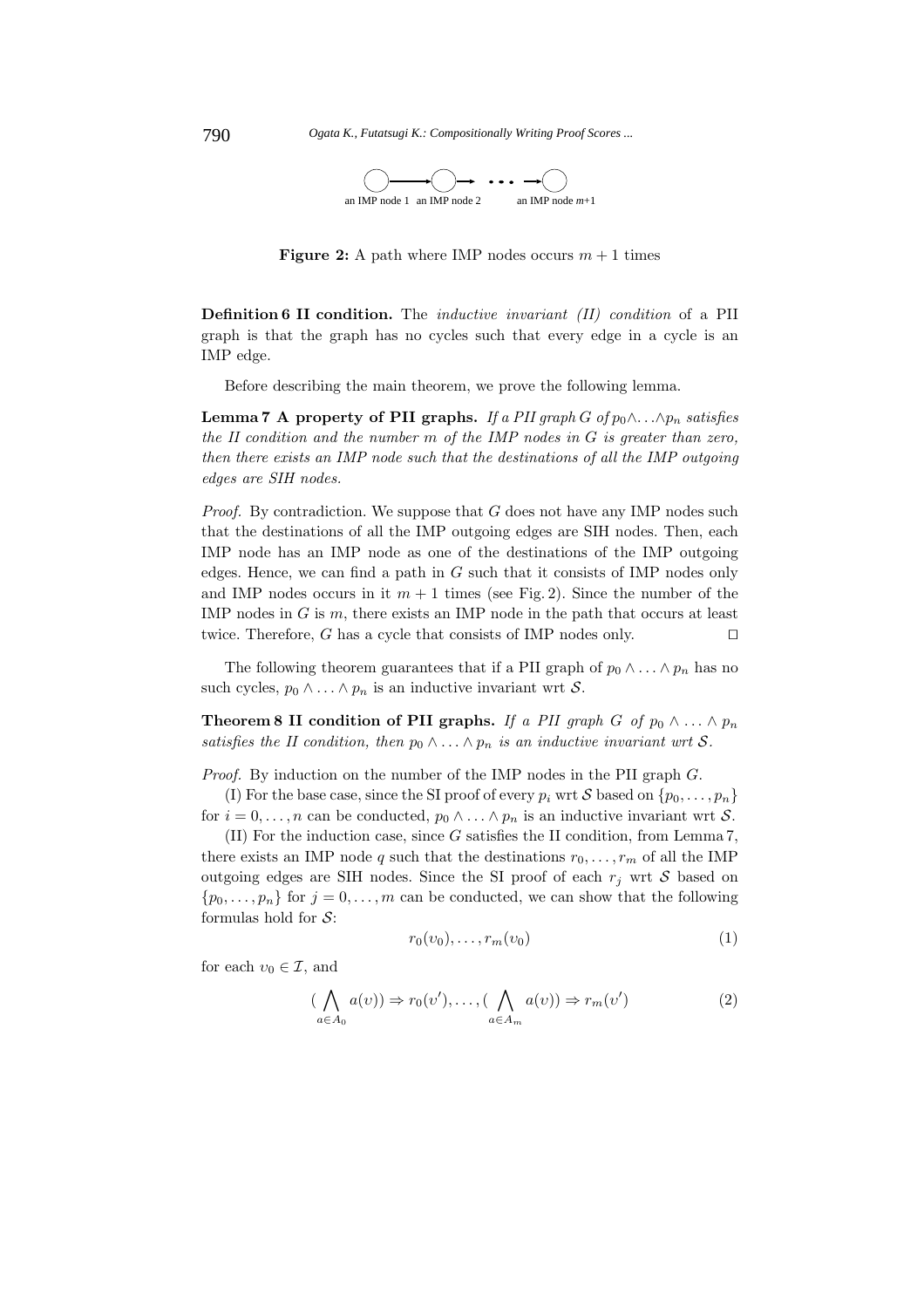an IMP node 1 an IMP node 2 an IMP node $m$+1

**Figure 2:** A path where IMP nodes occurs $m+1$ times

**Definition 6 II condition.** The *inductive invariant (II) condition* of a PII graph is that the graph has no cycles such that every edge in a cycle is an IMP edge.

Before describing the main theorem, we prove the following lemma.

**Lemma 7 A property of PII graphs.** *If a PII graph $G$ of $p_0 \wedge \ldots \wedge p_n$ satisfies the II condition and the number $m$ of the IMP nodes in $G$ is greater than zero, then there exists an IMP node such that the destinations of all the IMP outgoing edges are SIH nodes.*

*Proof.* By contradiction. We suppose that $G$ does not have any IMP nodes such that the destinations of all the IMP outgoing edges are SIH nodes. Then, each IMP node has an IMP node as one of the destinations of the IMP outgoing edges. Hence, we can find a path in $G$ such that it consists of IMP nodes only and IMP nodes occurs in it $m+1$ times (see Fig. 2). Since the number of the IMP nodes in $G$ is $m$, there exists an IMP node in the path that occurs at least twice. Therefore, $G$ has a cycle that consists of IMP nodes only. □

The following theorem guarantees that if a PII graph of $p_0 \wedge \ldots \wedge p_n$ has no such cycles, $p_0 \wedge \ldots \wedge p_n$ is an inductive invariant wrt $\mathcal{S}$.

**Theorem 8 II condition of PII graphs.** *If a PII graph $G$ of $p_0 \wedge \ldots \wedge p_n$ satisfies the II condition, then $p_0 \wedge \ldots \wedge p_n$ is an inductive invariant wrt $\mathcal{S}$.*

*Proof.* By induction on the number of the IMP nodes in the PII graph $G$.

(I) For the base case, since the SI proof of every $p_i$ wrt $\mathcal{S}$ based on $\{p_0, \ldots, p_n\}$ for $i = 0, \ldots, n$ can be conducted, $p_0 \wedge \ldots \wedge p_n$ is an inductive invariant wrt $\mathcal{S}$.

(II) For the induction case, since $G$ satisfies the II condition, from Lemma 7, there exists an IMP node $q$ such that the destinations $r_0, \ldots, r_m$ of all the IMP outgoing edges are SIH nodes. Since the SI proof of each $r_j$ wrt $\mathcal{S}$ based on $\{p_0, \ldots, p_n\}$ for $j = 0, \ldots, m$ can be conducted, we can show that the following formulas hold for $\mathcal{S}$:

$$r_0(\upsilon_0), \ldots, r_m(\upsilon_0) \tag{1}$$

for each $\upsilon_0 \in \mathcal{I}$, and

$$(\bigwedge_{a \in A_0} a(\upsilon)) \Rightarrow r_0(\upsilon'), \ldots, (\bigwedge_{a \in A_m} a(\upsilon)) \Rightarrow r_m(\upsilon') \tag{2}$$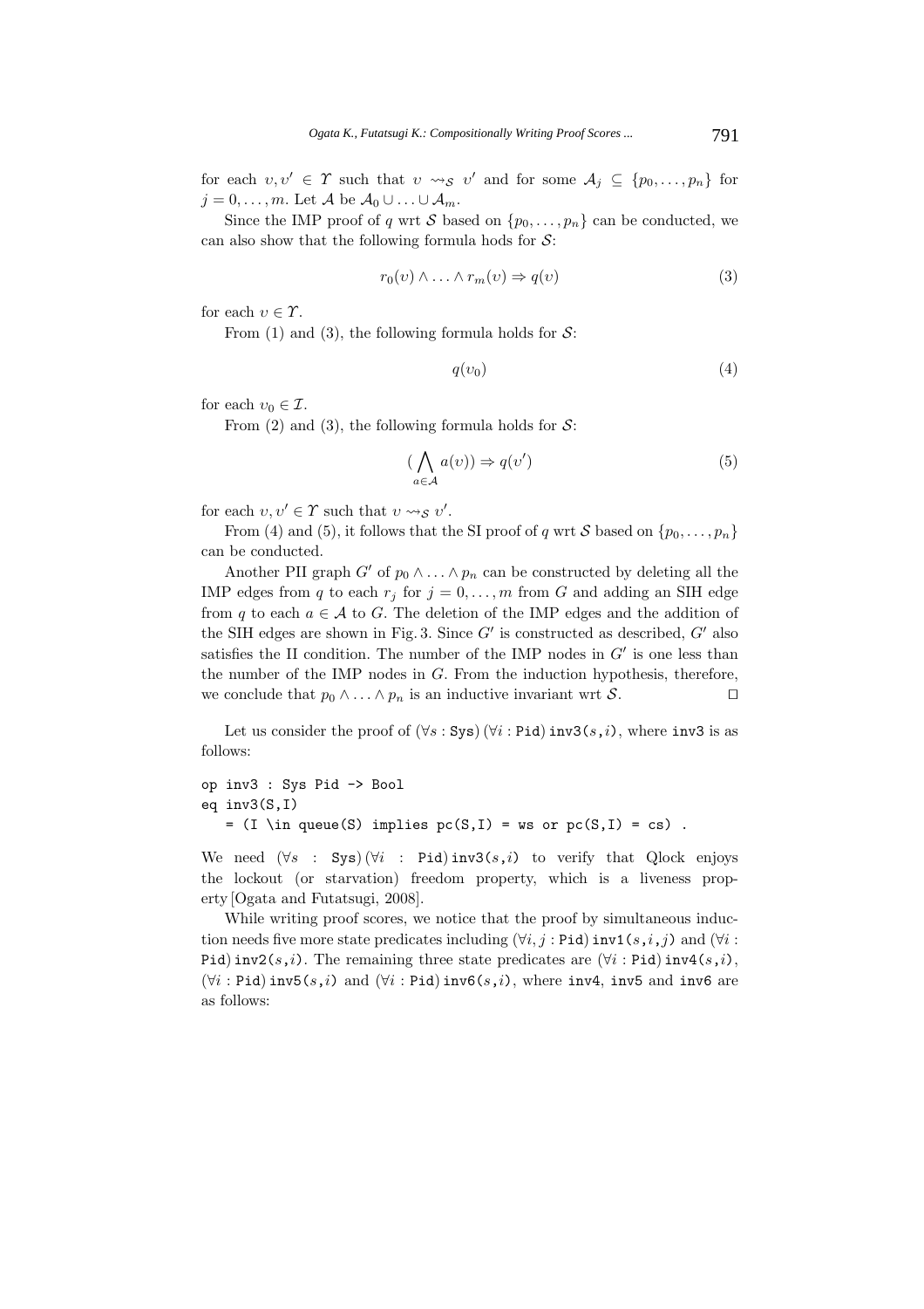for each $\upsilon, \upsilon' \in \Upsilon$ such that $\upsilon \rightsquigarrow_{\mathcal{S}} \upsilon'$ and for some $\mathcal{A}_j \subseteq \{p_0, \ldots, p_n\}$ for $j = 0, \ldots, m$. Let $\mathcal{A}$ be $\mathcal{A}_0 \cup \ldots \cup \mathcal{A}_m$.

Since the IMP proof of $q$ wrt $\mathcal{S}$ based on $\{p_0, \ldots, p_n\}$ can be conducted, we can also show that the following formula hods for $\mathcal{S}$:

$$r_0(\upsilon) \wedge \ldots \wedge r_m(\upsilon) \Rightarrow q(\upsilon) \tag{3}$$

for each $\upsilon \in \Upsilon$.

From (1) and (3), the following formula holds for $\mathcal{S}$:

$$q(\upsilon_0) \tag{4}$$

for each $\upsilon_0 \in \mathcal{I}$.

From (2) and (3), the following formula holds for $\mathcal{S}$:

$$(\bigwedge_{a \in \mathcal{A}} a(\upsilon)) \Rightarrow q(\upsilon') \tag{5}$$

for each $\upsilon, \upsilon' \in \Upsilon$ such that $\upsilon \rightsquigarrow_{\mathcal{S}} \upsilon'$.

From (4) and (5), it follows that the SI proof of $q$ wrt $\mathcal{S}$ based on $\{p_0, \ldots, p_n\}$ can be conducted.

Another PII graph $G'$ of $p_0 \wedge \ldots \wedge p_n$ can be constructed by deleting all the IMP edges from $q$ to each $r_j$ for $j = 0, \ldots, m$ from $G$ and adding an SIH edge from $q$ to each $a \in \mathcal{A}$ to $G$. The deletion of the IMP edges and the addition of the SIH edges are shown in Fig. 3. Since $G'$ is constructed as described, $G'$ also satisfies the II condition. The number of the IMP nodes in $G'$ is one less than the number of the IMP nodes in $G$. From the induction hypothesis, therefore, we conclude that $p_0 \wedge \ldots \wedge p_n$ is an inductive invariant wrt $\mathcal{S}$. ◻

Let us consider the proof of $(\forall s : \texttt{Sys})\,(\forall i : \texttt{Pid})\, \texttt{inv3(}s\texttt{,}i\texttt{)}$, where `inv3` is as follows:

```
op inv3 : Sys Pid -> Bool
eq inv3(S,I)
   = (I \in queue(S) implies pc(S,I) = ws or pc(S,I) = cs) .
```

We need $(\forall s : \texttt{Sys})\,(\forall i : \texttt{Pid})\, \texttt{inv3(}s\texttt{,}i\texttt{)}$ to verify that Qlock enjoys the lockout (or starvation) freedom property, which is a liveness property [Ogata and Futatsugi, 2008].

While writing proof scores, we notice that the proof by simultaneous induction needs five more state predicates including $(\forall i, j : \texttt{Pid})\, \texttt{inv1(}s\texttt{,}i\texttt{,}j\texttt{)}$ and $(\forall i : \texttt{Pid})\, \texttt{inv2(}s\texttt{,}i\texttt{)}$. The remaining three state predicates are $(\forall i : \texttt{Pid})\, \texttt{inv4(}s\texttt{,}i\texttt{)}$, $(\forall i : \texttt{Pid})\, \texttt{inv5(}s\texttt{,}i\texttt{)}$ and $(\forall i : \texttt{Pid})\, \texttt{inv6(}s\texttt{,}i\texttt{)}$, where `inv4`, `inv5` and `inv6` are as follows: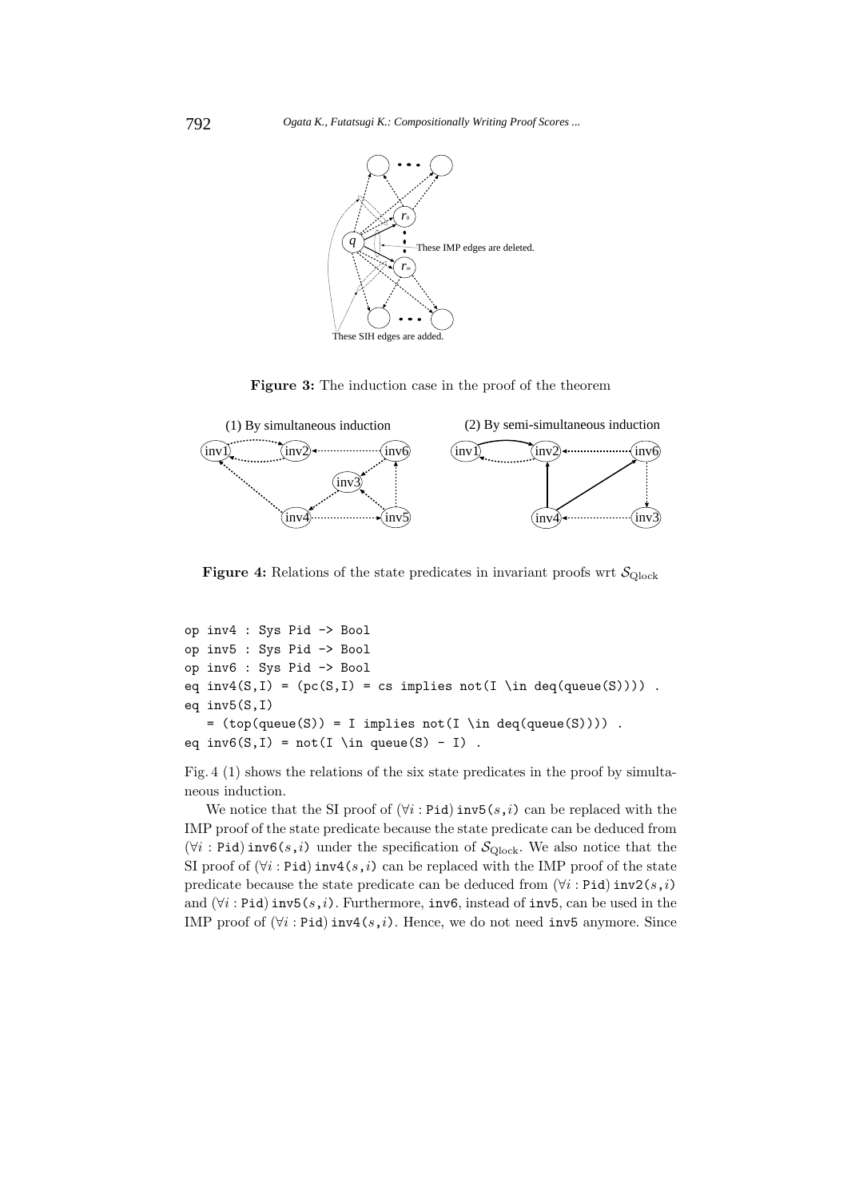**Figure 3:** The induction case in the proof of the theorem

**Figure 4:** Relations of the state predicates in invariant proofs wrt $\mathcal{S}_{\mathrm{Qlock}}$

```
op inv4 : Sys Pid -> Bool
op inv5 : Sys Pid -> Bool
op inv6 : Sys Pid -> Bool
eq inv4(S,I) = (pc(S,I) = cs implies not(I \in deq(queue(S)))) .
eq inv5(S,I)
   = (top(queue(S)) = I implies not(I \in deq(queue(S)))) .
eq inv6(S,I) = not(I \in queue(S) - I) .
```

Fig. 4 (1) shows the relations of the six state predicates in the proof by simultaneous induction.

We notice that the SI proof of $(\forall i : \texttt{Pid})\, \texttt{inv5}(s,i)$ can be replaced with the IMP proof of the state predicate because the state predicate can be deduced from $(\forall i : \texttt{Pid})\, \texttt{inv6}(s,i)$ under the specification of $\mathcal{S}_{\mathrm{Qlock}}$. We also notice that the SI proof of $(\forall i : \texttt{Pid})\, \texttt{inv4}(s,i)$ can be replaced with the IMP proof of the state predicate because the state predicate can be deduced from $(\forall i : \texttt{Pid})\, \texttt{inv2}(s,i)$ and $(\forall i : \texttt{Pid})\, \texttt{inv5}(s,i)$. Furthermore, `inv6`, instead of `inv5`, can be used in the IMP proof of $(\forall i : \texttt{Pid})\, \texttt{inv4}(s,i)$. Hence, we do not need `inv5` anymore. Since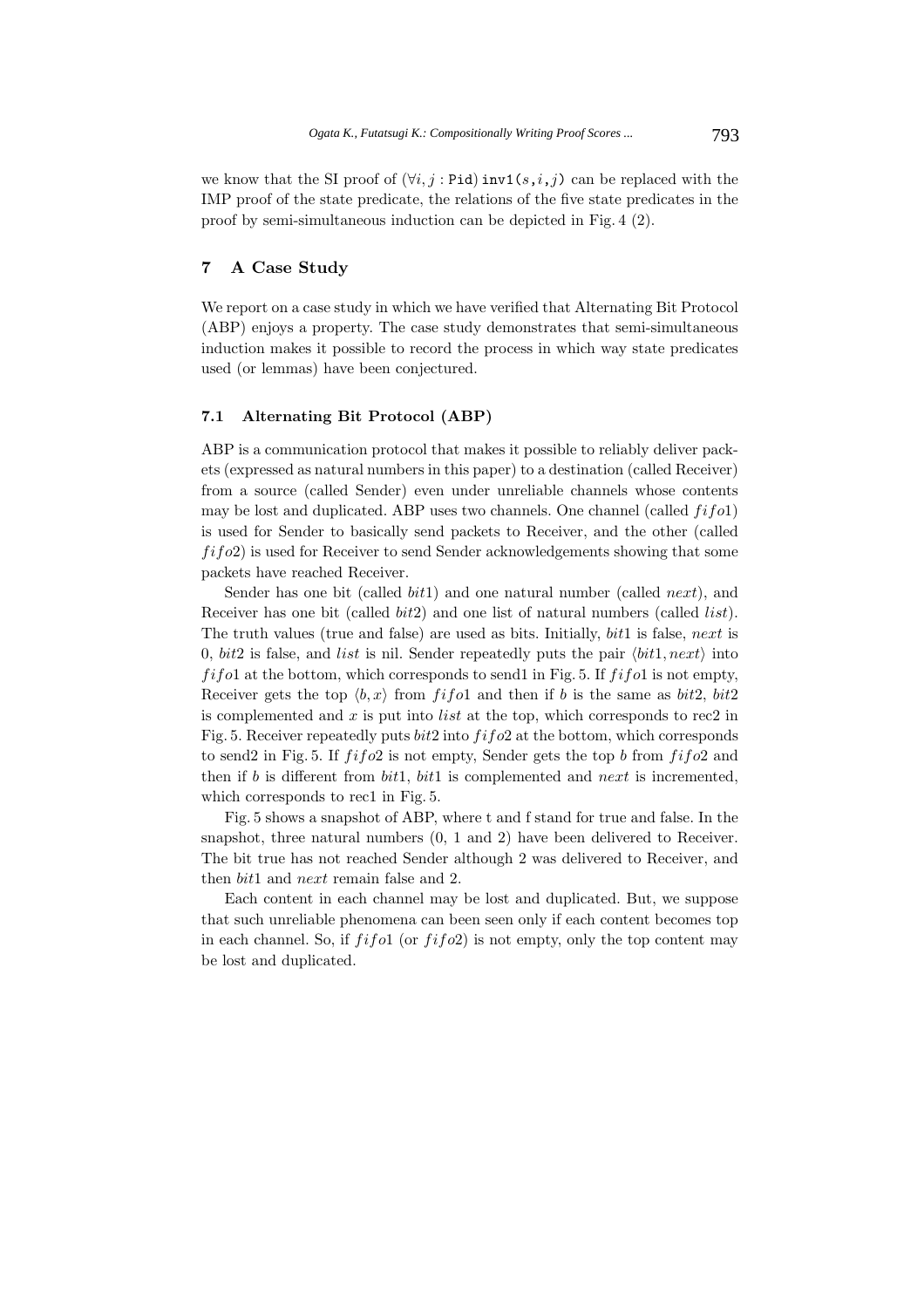we know that the SI proof of $(\forall i, j : \texttt{Pid})\, \texttt{inv1}(s,i,j)$ can be replaced with the IMP proof of the state predicate, the relations of the five state predicates in the proof by semi-simultaneous induction can be depicted in Fig. 4 (2).

## 7 A Case Study

We report on a case study in which we have verified that Alternating Bit Protocol (ABP) enjoys a property. The case study demonstrates that semi-simultaneous induction makes it possible to record the process in which way state predicates used (or lemmas) have been conjectured.

### 7.1 Alternating Bit Protocol (ABP)

ABP is a communication protocol that makes it possible to reliably deliver packets (expressed as natural numbers in this paper) to a destination (called Receiver) from a source (called Sender) even under unreliable channels whose contents may be lost and duplicated. ABP uses two channels. One channel (called $fifo1$) is used for Sender to basically send packets to Receiver, and the other (called $fifo2$) is used for Receiver to send Sender acknowledgements showing that some packets have reached Receiver.

Sender has one bit (called $bit1$) and one natural number (called $next$), and Receiver has one bit (called $bit2$) and one list of natural numbers (called $list$). The truth values (true and false) are used as bits. Initially, $bit1$ is false, $next$ is 0, $bit2$ is false, and $list$ is nil. Sender repeatedly puts the pair $\langle bit1, next\rangle$ into $fifo1$ at the bottom, which corresponds to send1 in Fig. 5. If $fifo1$ is not empty, Receiver gets the top $\langle b, x\rangle$ from $fifo1$ and then if $b$ is the same as $bit2$, $bit2$ is complemented and $x$ is put into $list$ at the top, which corresponds to rec2 in Fig. 5. Receiver repeatedly puts $bit2$ into $fifo2$ at the bottom, which corresponds to send2 in Fig. 5. If $fifo2$ is not empty, Sender gets the top $b$ from $fifo2$ and then if $b$ is different from $bit1$, $bit1$ is complemented and $next$ is incremented, which corresponds to rec1 in Fig. 5.

Fig. 5 shows a snapshot of ABP, where t and f stand for true and false. In the snapshot, three natural numbers (0, 1 and 2) have been delivered to Receiver. The bit true has not reached Sender although 2 was delivered to Receiver, and then $bit1$ and $next$ remain false and 2.

Each content in each channel may be lost and duplicated. But, we suppose that such unreliable phenomena can been seen only if each content becomes top in each channel. So, if $fifo1$ (or $fifo2$) is not empty, only the top content may be lost and duplicated.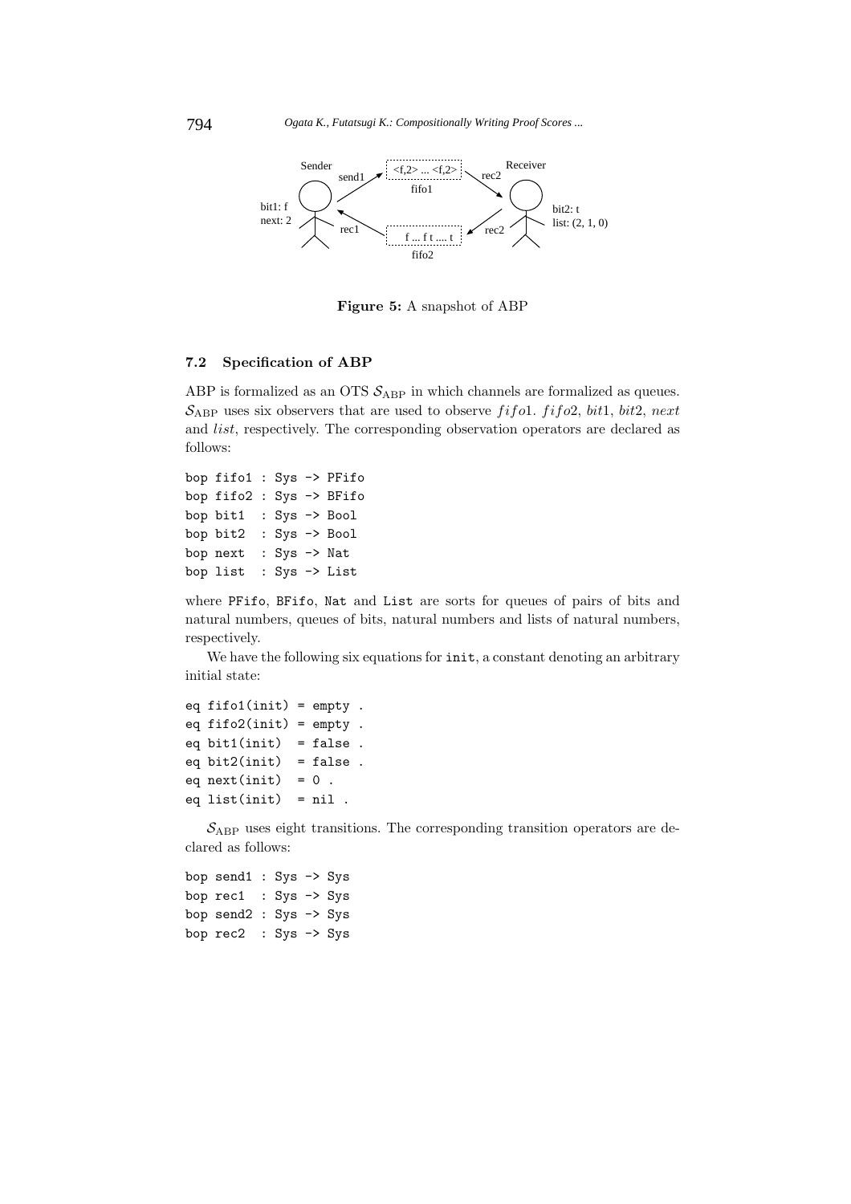**Figure 5:** A snapshot of ABP

### 7.2 Specification of ABP

ABP is formalized as an OTS $\mathcal{S}_{\mathrm{ABP}}$ in which channels are formalized as queues. $\mathcal{S}_{\mathrm{ABP}}$ uses six observers that are used to observe $fifo1$. $fifo2$, $bit1$, $bit2$, $next$ and $list$, respectively. The corresponding observation operators are declared as follows:

```
bop fifo1 : Sys -> PFifo
bop fifo2 : Sys -> BFifo
bop bit1  : Sys -> Bool
bop bit2  : Sys -> Bool
bop next  : Sys -> Nat
bop list  : Sys -> List
```

where PFifo, BFifo, Nat and List are sorts for queues of pairs of bits and natural numbers, queues of bits, natural numbers and lists of natural numbers, respectively.

We have the following six equations for init, a constant denoting an arbitrary initial state:

```
eq fifo1(init) = empty .
eq fifo2(init) = empty .
eq bit1(init)  = false .
eq bit2(init)  = false .
eq next(init)  = 0 .
eq list(init)  = nil .
```

$\mathcal{S}_{\mathrm{ABP}}$ uses eight transitions. The corresponding transition operators are declared as follows:

```
bop send1 : Sys -> Sys
bop rec1  : Sys -> Sys
bop send2 : Sys -> Sys
bop rec2  : Sys -> Sys
```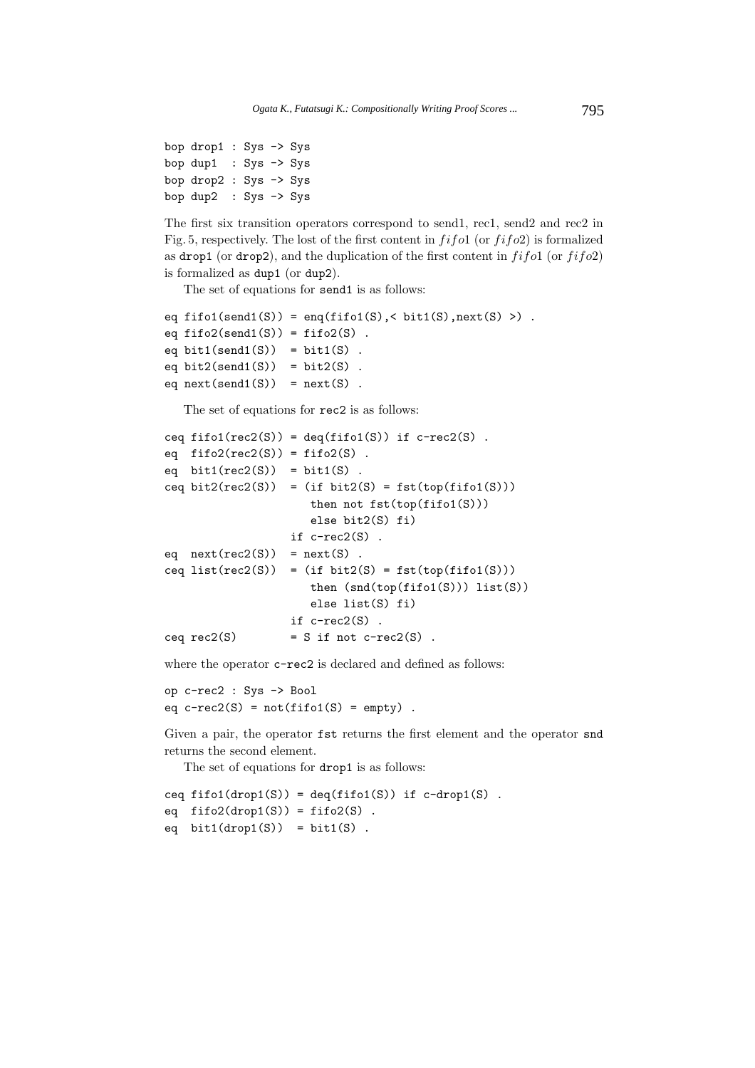```
bop drop1 : Sys -> Sys
bop dup1  : Sys -> Sys
bop drop2 : Sys -> Sys
bop dup2  : Sys -> Sys
```

The first six transition operators correspond to send1, rec1, send2 and rec2 in Fig. 5, respectively. The lost of the first content in $fifo1$ (or $fifo2$) is formalized as `drop1` (or `drop2`), and the duplication of the first content in $fifo1$ (or $fifo2$) is formalized as `dup1` (or `dup2`).

The set of equations for `send1` is as follows:

```
eq fifo1(send1(S)) = enq(fifo1(S),< bit1(S),next(S) >) .
eq fifo2(send1(S)) = fifo2(S) .
eq bit1(send1(S))  = bit1(S) .
eq bit2(send1(S))  = bit2(S) .
eq next(send1(S))  = next(S) .
```

The set of equations for `rec2` is as follows:

```
ceq fifo1(rec2(S)) = deq(fifo1(S)) if c-rec2(S) .
eq  fifo2(rec2(S)) = fifo2(S) .
eq  bit1(rec2(S))  = bit1(S) .
ceq bit2(rec2(S))  = (if bit2(S) = fst(top(fifo1(S)))
                       then not fst(top(fifo1(S)))
                       else bit2(S) fi)
                    if c-rec2(S) .
eq  next(rec2(S))  = next(S) .
ceq list(rec2(S))  = (if bit2(S) = fst(top(fifo1(S)))
                       then (snd(top(fifo1(S))) list(S))
                       else list(S) fi)
                    if c-rec2(S) .
ceq rec2(S)        = S if not c-rec2(S) .
```

where the operator `c-rec2` is declared and defined as follows:

```
op c-rec2 : Sys -> Bool
eq c-rec2(S) = not(fifo1(S) = empty) .
```

Given a pair, the operator `fst` returns the first element and the operator `snd` returns the second element.

The set of equations for `drop1` is as follows:

```
ceq fifo1(drop1(S)) = deq(fifo1(S)) if c-drop1(S) .
eq  fifo2(drop1(S)) = fifo2(S) .
eq  bit1(drop1(S))  = bit1(S) .
```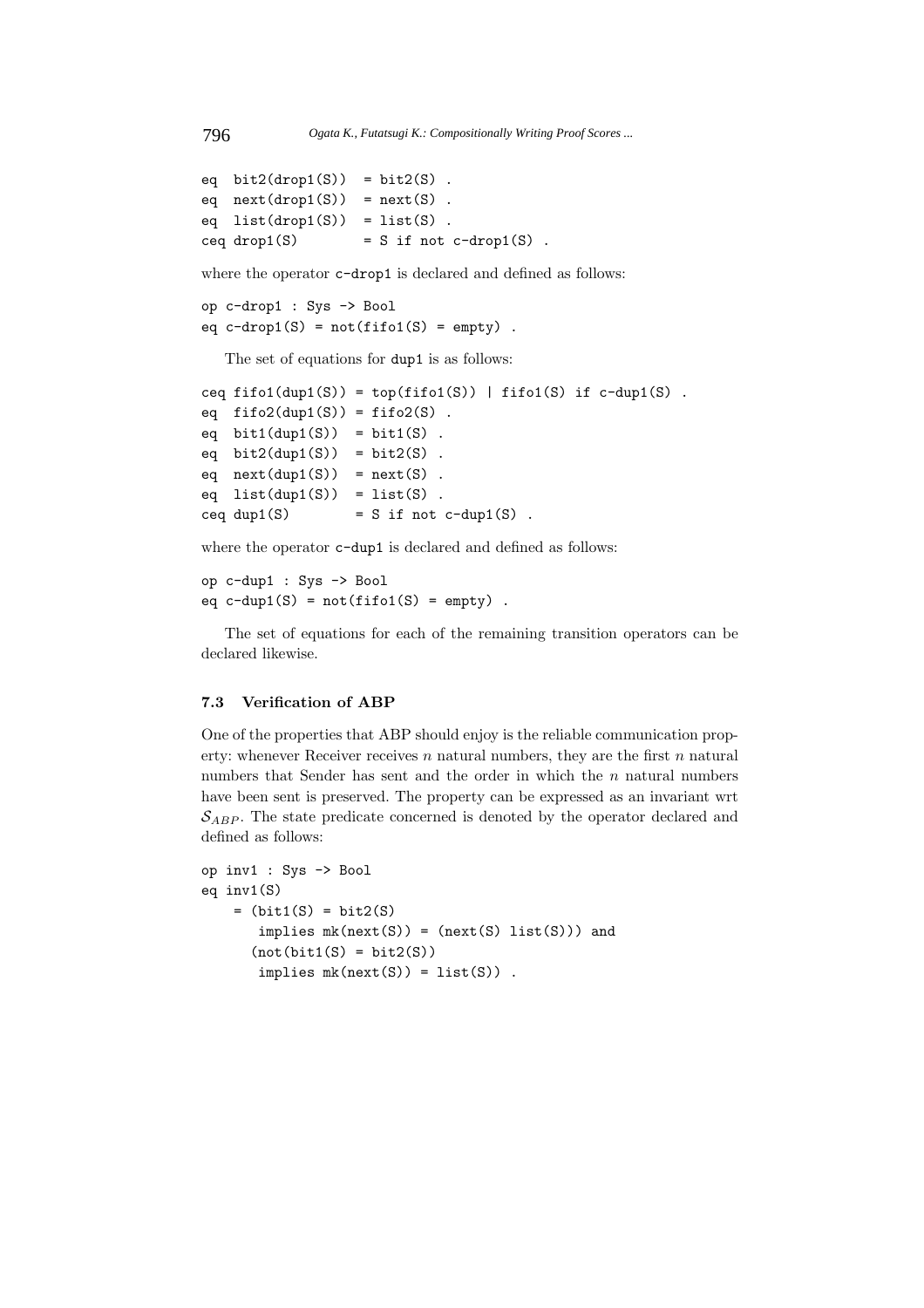```
eq  bit2(drop1(S))  = bit2(S) .
eq  next(drop1(S))  = next(S) .
eq  list(drop1(S))  = list(S) .
ceq drop1(S)        = S if not c-drop1(S) .
```

where the operator `c-drop1` is declared and defined as follows:

```
op c-drop1 : Sys -> Bool
eq c-drop1(S) = not(fifo1(S) = empty) .
```

The set of equations for `dup1` is as follows:

```
ceq fifo1(dup1(S)) = top(fifo1(S)) | fifo1(S) if c-dup1(S) .
eq  fifo2(dup1(S)) = fifo2(S) .
eq  bit1(dup1(S))  = bit1(S) .
eq  bit2(dup1(S))  = bit2(S) .
eq  next(dup1(S))  = next(S) .
eq  list(dup1(S))  = list(S) .
ceq dup1(S)        = S if not c-dup1(S) .
```

where the operator `c-dup1` is declared and defined as follows:

```
op c-dup1 : Sys -> Bool
eq c-dup1(S) = not(fifo1(S) = empty) .
```

The set of equations for each of the remaining transition operators can be declared likewise.

### 7.3 Verification of ABP

One of the properties that ABP should enjoy is the reliable communication property: whenever Receiver receives $n$ natural numbers, they are the first $n$ natural numbers that Sender has sent and the order in which the $n$ natural numbers have been sent is preserved. The property can be expressed as an invariant wrt $\mathcal{S}_{ABP}$. The state predicate concerned is denoted by the operator declared and defined as follows:

```
op inv1 : Sys -> Bool
eq inv1(S)
    = (bit1(S) = bit2(S)
       implies mk(next(S)) = (next(S) list(S))) and
      (not(bit1(S) = bit2(S))
       implies mk(next(S)) = list(S)) .
```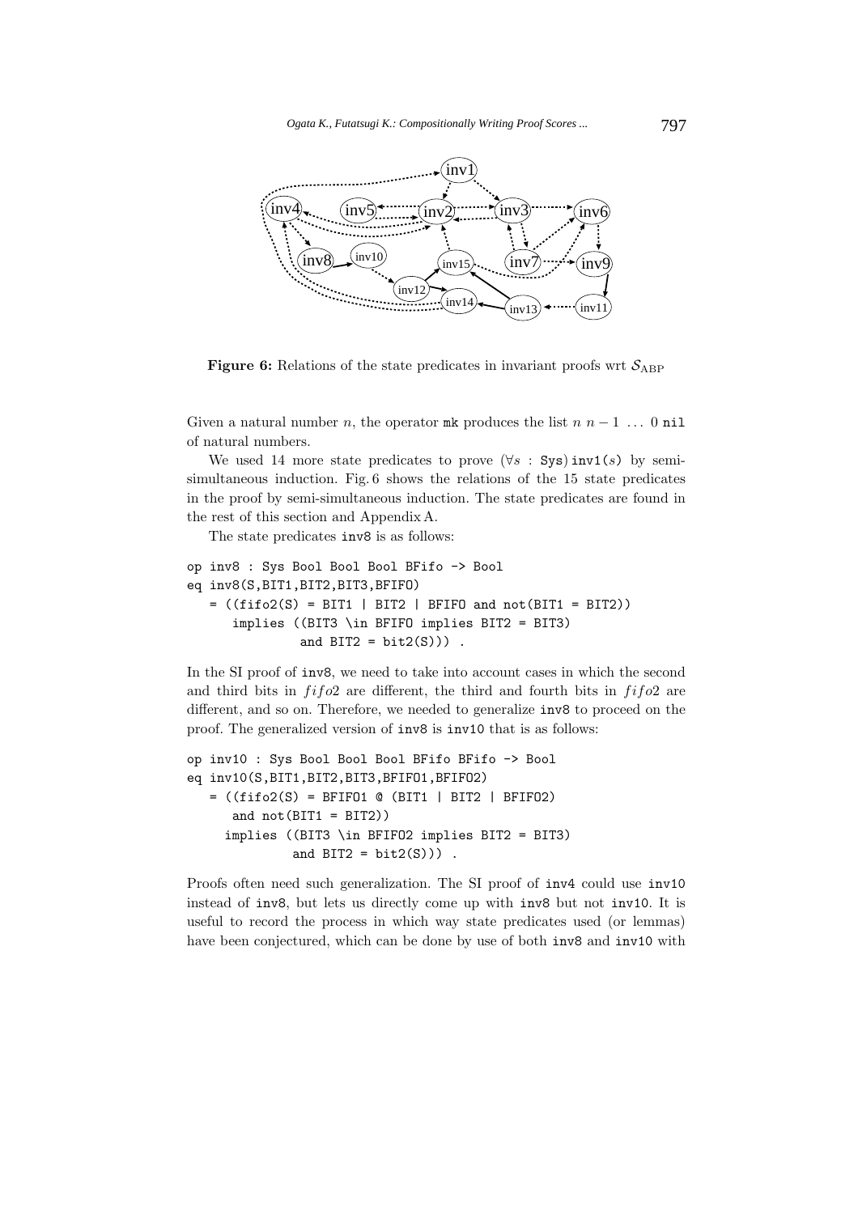**Figure 6:** Relations of the state predicates in invariant proofs wrt $\mathcal{S}_{\mathrm{ABP}}$

Given a natural number $n$, the operator `mk` produces the list $n\ n-1\ \ldots\ 0$ `nil` of natural numbers.

We used 14 more state predicates to prove $(\forall s : \texttt{Sys})\,\texttt{inv1}(s)$ by semi-simultaneous induction. Fig. 6 shows the relations of the 15 state predicates in the proof by semi-simultaneous induction. The state predicates are found in the rest of this section and Appendix A.

The state predicates `inv8` is as follows:

```
op inv8 : Sys Bool Bool Bool BFifo -> Bool
eq inv8(S,BIT1,BIT2,BIT3,BFIFO)
   = ((fifo2(S) = BIT1 | BIT2 | BFIFO and not(BIT1 = BIT2))
      implies ((BIT3 \in BFIFO implies BIT2 = BIT3)
               and BIT2 = bit2(S))) .
```

In the SI proof of `inv8`, we need to take into account cases in which the second and third bits in $fifo2$ are different, the third and fourth bits in $fifo2$ are different, and so on. Therefore, we needed to generalize `inv8` to proceed on the proof. The generalized version of `inv8` is `inv10` that is as follows:

```
op inv10 : Sys Bool Bool Bool BFifo BFifo -> Bool
eq inv10(S,BIT1,BIT2,BIT3,BFIFO1,BFIFO2)
   = ((fifo2(S) = BFIFO1 @ (BIT1 | BIT2 | BFIFO2)
      and not(BIT1 = BIT2))
     implies ((BIT3 \in BFIFO2 implies BIT2 = BIT3)
              and BIT2 = bit2(S))) .
```

Proofs often need such generalization. The SI proof of `inv4` could use `inv10` instead of `inv8`, but lets us directly come up with `inv8` but not `inv10`. It is useful to record the process in which way state predicates used (or lemmas) have been conjectured, which can be done by use of both `inv8` and `inv10` with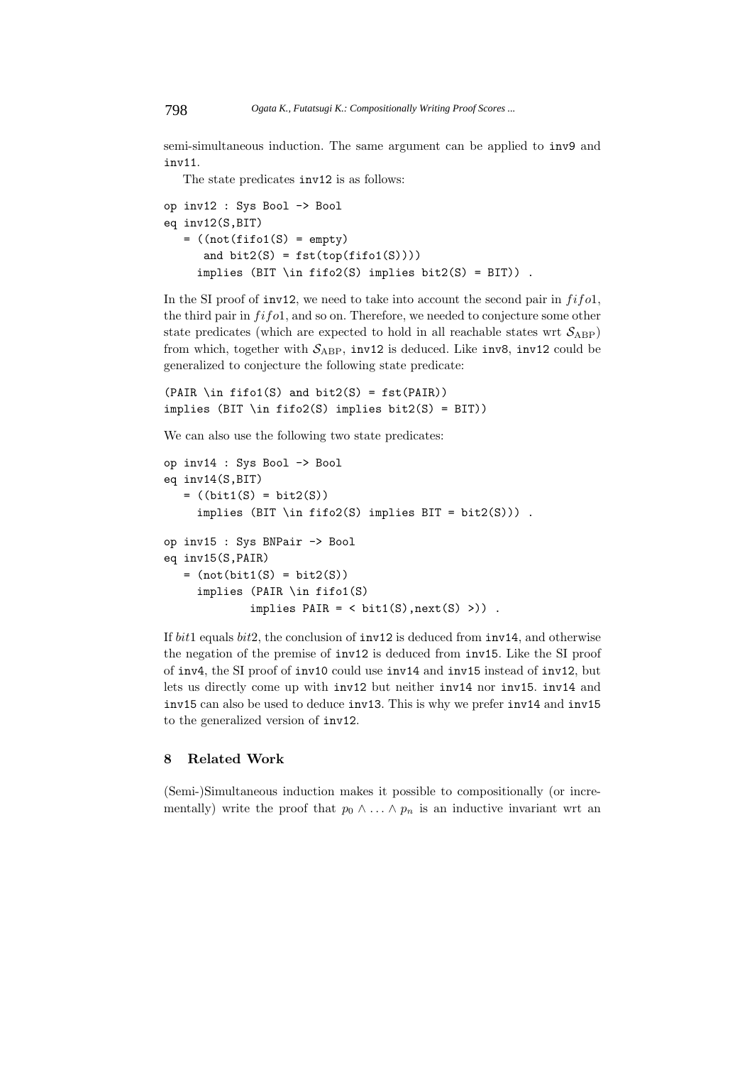semi-simultaneous induction. The same argument can be applied to `inv9` and `inv11`.

The state predicates `inv12` is as follows:

```
op inv12 : Sys Bool -> Bool
eq inv12(S,BIT)
   = ((not(fifo1(S) = empty)
      and bit2(S) = fst(top(fifo1(S))))
     implies (BIT \in fifo2(S) implies bit2(S) = BIT)) .
```

In the SI proof of `inv12`, we need to take into account the second pair in $fifo1$, the third pair in $fifo1$, and so on. Therefore, we needed to conjecture some other state predicates (which are expected to hold in all reachable states wrt $\mathcal{S}_{\mathrm{ABP}}$) from which, together with $\mathcal{S}_{\mathrm{ABP}}$, `inv12` is deduced. Like `inv8`, `inv12` could be generalized to conjecture the following state predicate:

```
(PAIR \in fifo1(S) and bit2(S) = fst(PAIR))
implies (BIT \in fifo2(S) implies bit2(S) = BIT))
```

We can also use the following two state predicates:

```
op inv14 : Sys Bool -> Bool
eq inv14(S,BIT)
   = ((bit1(S) = bit2(S))
     implies (BIT \in fifo2(S) implies BIT = bit2(S))) .

op inv15 : Sys BNPair -> Bool
eq inv15(S,PAIR)
   = (not(bit1(S) = bit2(S))
     implies (PAIR \in fifo1(S)
             implies PAIR = < bit1(S),next(S) >)) .
```

If $bit1$ equals $bit2$, the conclusion of `inv12` is deduced from `inv14`, and otherwise the negation of the premise of `inv12` is deduced from `inv15`. Like the SI proof of `inv4`, the SI proof of `inv10` could use `inv14` and `inv15` instead of `inv12`, but lets us directly come up with `inv12` but neither `inv14` nor `inv15`. `inv14` and `inv15` can also be used to deduce `inv13`. This is why we prefer `inv14` and `inv15` to the generalized version of `inv12`.

## 8 Related Work

(Semi-)Simultaneous induction makes it possible to compositionally (or incrementally) write the proof that $p_0 \wedge \ldots \wedge p_n$ is an inductive invariant wrt an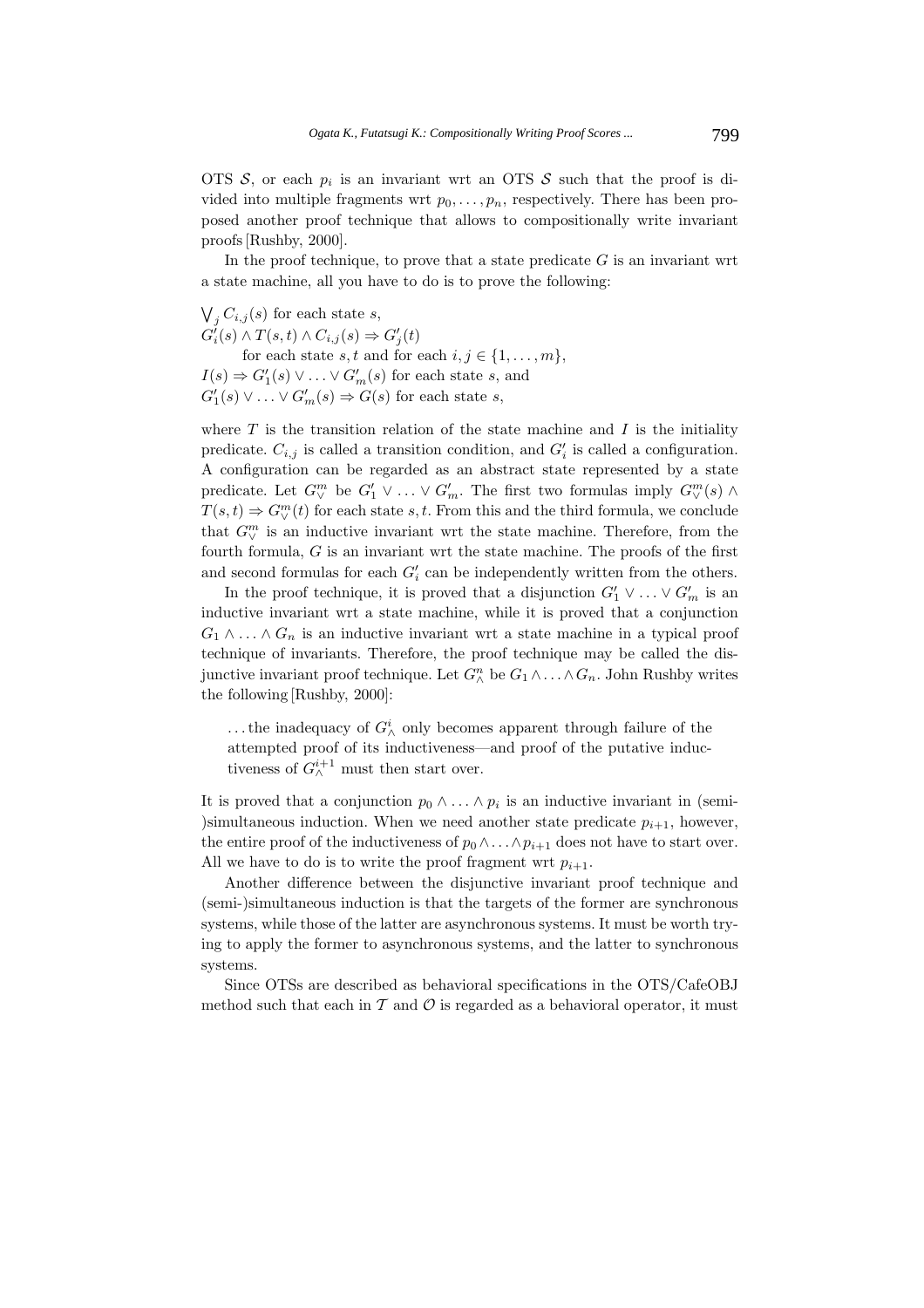OTS $\mathcal{S}$, or each $p_i$ is an invariant wrt an OTS $\mathcal{S}$ such that the proof is divided into multiple fragments wrt $p_0, \ldots, p_n$, respectively. There has been proposed another proof technique that allows to compositionally write invariant proofs [Rushby, 2000].

In the proof technique, to prove that a state predicate $G$ is an invariant wrt a state machine, all you have to do is to prove the following:

$\bigvee_j C_{i,j}(s)$ for each state $s$,
$G'_i(s) \wedge T(s,t) \wedge C_{i,j}(s) \Rightarrow G'_j(t)$
  for each state $s, t$ and for each $i, j \in \{1, \ldots, m\}$,
$I(s) \Rightarrow G'_1(s) \vee \ldots \vee G'_m(s)$ for each state $s$, and
$G'_1(s) \vee \ldots \vee G'_m(s) \Rightarrow G(s)$ for each state $s$,

where $T$ is the transition relation of the state machine and $I$ is the initiality predicate. $C_{i,j}$ is called a transition condition, and $G'_i$ is called a configuration. A configuration can be regarded as an abstract state represented by a state predicate. Let $G^m_\vee$ be $G'_1 \vee \ldots \vee G'_m$. The first two formulas imply $G^m_\vee(s) \wedge T(s,t) \Rightarrow G^m_\vee(t)$ for each state $s, t$. From this and the third formula, we conclude that $G^m_\vee$ is an inductive invariant wrt the state machine. Therefore, from the fourth formula, $G$ is an invariant wrt the state machine. The proofs of the first and second formulas for each $G'_i$ can be independently written from the others.

In the proof technique, it is proved that a disjunction $G'_1 \vee \ldots \vee G'_m$ is an inductive invariant wrt a state machine, while it is proved that a conjunction $G_1 \wedge \ldots \wedge G_n$ is an inductive invariant wrt a state machine in a typical proof technique of invariants. Therefore, the proof technique may be called the disjunctive invariant proof technique. Let $G^n_\wedge$ be $G_1 \wedge \ldots \wedge G_n$. John Rushby writes the following [Rushby, 2000]:

> ...the inadequacy of $G^i_\wedge$ only becomes apparent through failure of the attempted proof of its inductiveness—and proof of the putative inductiveness of $G^{i+1}_\wedge$ must then start over.

It is proved that a conjunction $p_0 \wedge \ldots \wedge p_i$ is an inductive invariant in (semi-)simultaneous induction. When we need another state predicate $p_{i+1}$, however, the entire proof of the inductiveness of $p_0 \wedge \ldots \wedge p_{i+1}$ does not have to start over. All we have to do is to write the proof fragment wrt $p_{i+1}$.

Another difference between the disjunctive invariant proof technique and (semi-)simultaneous induction is that the targets of the former are synchronous systems, while those of the latter are asynchronous systems. It must be worth trying to apply the former to asynchronous systems, and the latter to synchronous systems.

Since OTSs are described as behavioral specifications in the OTS/CafeOBJ method such that each in $\mathcal{T}$ and $\mathcal{O}$ is regarded as a behavioral operator, it must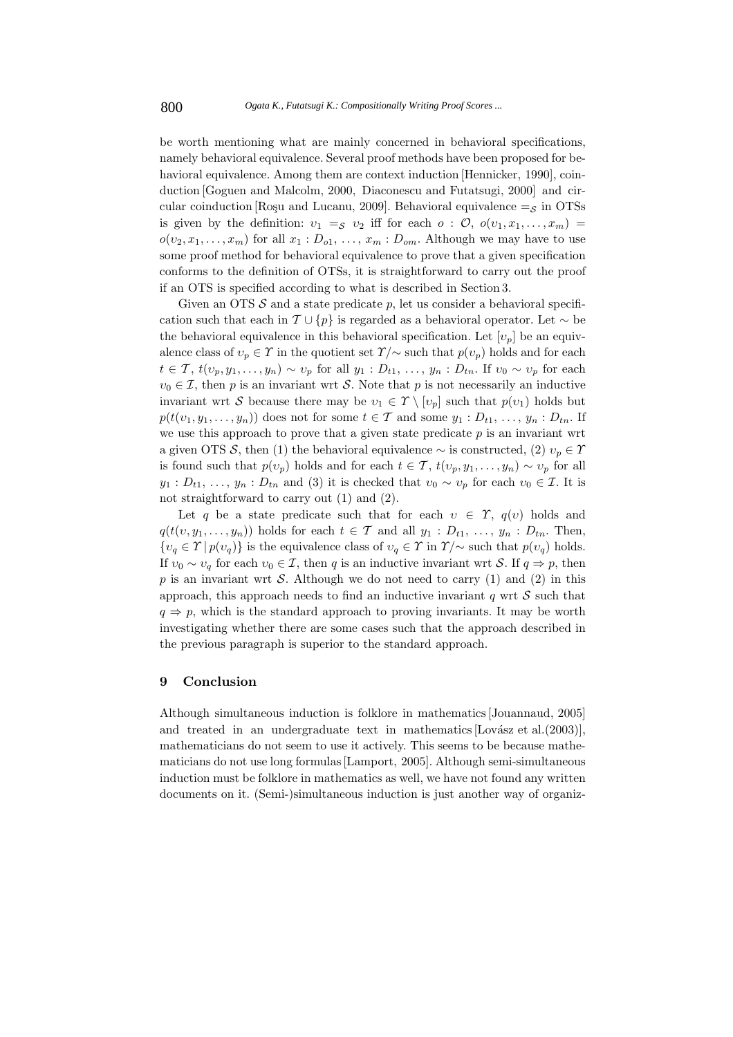be worth mentioning what are mainly concerned in behavioral specifications, namely behavioral equivalence. Several proof methods have been proposed for behavioral equivalence. Among them are context induction [Hennicker, 1990], coinduction [Goguen and Malcolm, 2000, Diaconescu and Futatsugi, 2000] and circular coinduction [Roşu and Lucanu, 2009]. Behavioral equivalence $=_{\mathcal{S}}$ in OTSs is given by the definition: $\upsilon_1 =_{\mathcal{S}} \upsilon_2$ iff for each $o : \mathcal{O}$, $o(\upsilon_1, x_1, \ldots, x_m) = o(\upsilon_2, x_1, \ldots, x_m)$ for all $x_1 : D_{o1}, \ldots, x_m : D_{om}$. Although we may have to use some proof method for behavioral equivalence to prove that a given specification conforms to the definition of OTSs, it is straightforward to carry out the proof if an OTS is specified according to what is described in Section 3.

Given an OTS $\mathcal{S}$ and a state predicate $p$, let us consider a behavioral specification such that each in $\mathcal{T} \cup \{p\}$ is regarded as a behavioral operator. Let $\sim$ be the behavioral equivalence in this behavioral specification. Let $[\upsilon_p]$ be an equivalence class of $\upsilon_p \in \Upsilon$ in the quotient set $\Upsilon/\sim$ such that $p(\upsilon_p)$ holds and for each $t \in \mathcal{T}$, $t(\upsilon_p, y_1, \ldots, y_n) \sim \upsilon_p$ for all $y_1 : D_{t1}, \ldots, y_n : D_{tn}$. If $\upsilon_0 \sim \upsilon_p$ for each $\upsilon_0 \in \mathcal{I}$, then $p$ is an invariant wrt $\mathcal{S}$. Note that $p$ is not necessarily an inductive invariant wrt $\mathcal{S}$ because there may be $\upsilon_1 \in \Upsilon \setminus [\upsilon_p]$ such that $p(\upsilon_1)$ holds but $p(t(\upsilon_1, y_1, \ldots, y_n))$ does not for some $t \in \mathcal{T}$ and some $y_1 : D_{t1}, \ldots, y_n : D_{tn}$. If we use this approach to prove that a given state predicate $p$ is an invariant wrt a given OTS $\mathcal{S}$, then (1) the behavioral equivalence $\sim$ is constructed, (2) $\upsilon_p \in \Upsilon$ is found such that $p(\upsilon_p)$ holds and for each $t \in \mathcal{T}$, $t(\upsilon_p, y_1, \ldots, y_n) \sim \upsilon_p$ for all $y_1 : D_{t1}, \ldots, y_n : D_{tn}$ and (3) it is checked that $\upsilon_0 \sim \upsilon_p$ for each $\upsilon_0 \in \mathcal{I}$. It is not straightforward to carry out (1) and (2).

Let $q$ be a state predicate such that for each $\upsilon \in \Upsilon$, $q(\upsilon)$ holds and $q(t(\upsilon, y_1, \ldots, y_n))$ holds for each $t \in \mathcal{T}$ and all $y_1 : D_{t1}, \ldots, y_n : D_{tn}$. Then, $\{\upsilon_q \in \Upsilon \mid p(\upsilon_q)\}$ is the equivalence class of $\upsilon_q \in \Upsilon$ in $\Upsilon/\sim$ such that $p(\upsilon_q)$ holds. If $\upsilon_0 \sim \upsilon_q$ for each $\upsilon_0 \in \mathcal{I}$, then $q$ is an inductive invariant wrt $\mathcal{S}$. If $q \Rightarrow p$, then $p$ is an invariant wrt $\mathcal{S}$. Although we do not need to carry (1) and (2) in this approach, this approach needs to find an inductive invariant $q$ wrt $\mathcal{S}$ such that $q \Rightarrow p$, which is the standard approach to proving invariants. It may be worth investigating whether there are some cases such that the approach described in the previous paragraph is superior to the standard approach.

## 9 Conclusion

Although simultaneous induction is folklore in mathematics [Jouannaud, 2005] and treated in an undergraduate text in mathematics [Lovász et al.(2003)], mathematicians do not seem to use it actively. This seems to be because mathematicians do not use long formulas [Lamport, 2005]. Although semi-simultaneous induction must be folklore in mathematics as well, we have not found any written documents on it. (Semi-)simultaneous induction is just another way of organiz-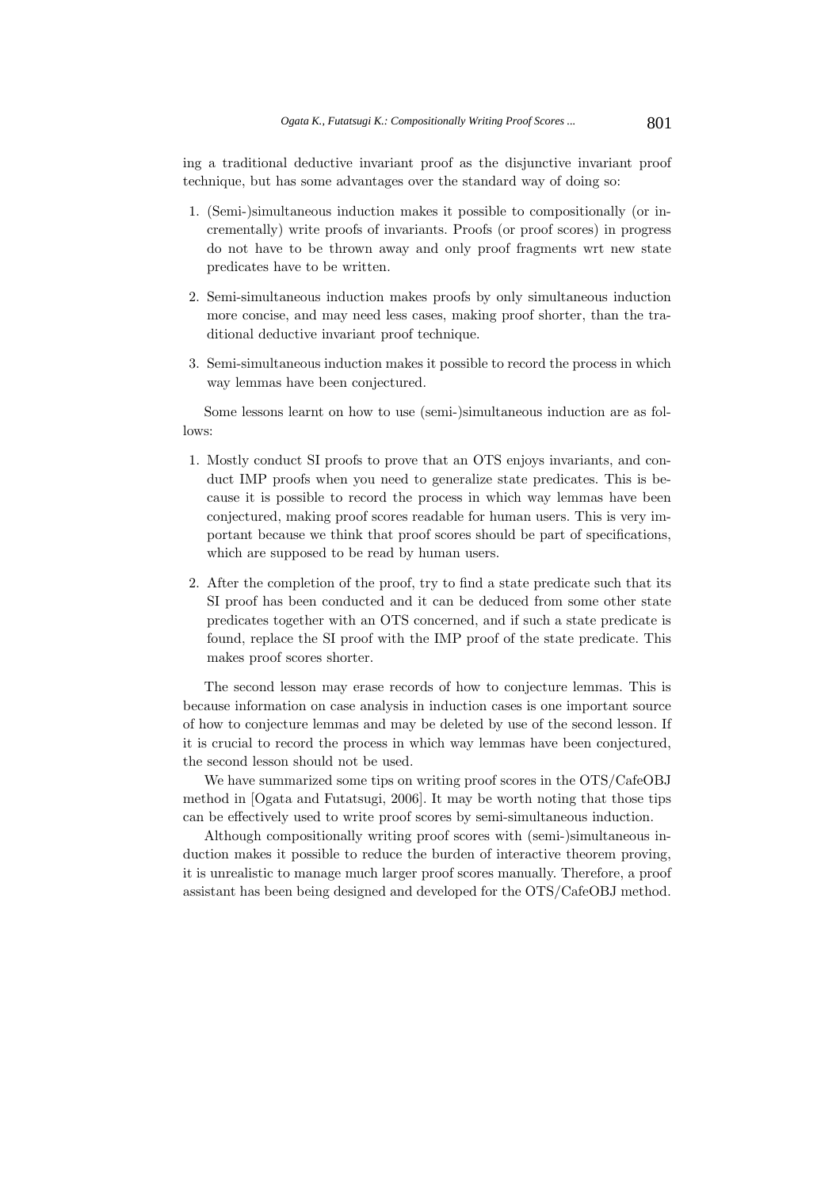ing a traditional deductive invariant proof as the disjunctive invariant proof technique, but has some advantages over the standard way of doing so:

1. (Semi-)simultaneous induction makes it possible to compositionally (or incrementally) write proofs of invariants. Proofs (or proof scores) in progress do not have to be thrown away and only proof fragments wrt new state predicates have to be written.

2. Semi-simultaneous induction makes proofs by only simultaneous induction more concise, and may need less cases, making proof shorter, than the traditional deductive invariant proof technique.

3. Semi-simultaneous induction makes it possible to record the process in which way lemmas have been conjectured.

Some lessons learnt on how to use (semi-)simultaneous induction are as follows:

1. Mostly conduct SI proofs to prove that an OTS enjoys invariants, and conduct IMP proofs when you need to generalize state predicates. This is because it is possible to record the process in which way lemmas have been conjectured, making proof scores readable for human users. This is very important because we think that proof scores should be part of specifications, which are supposed to be read by human users.

2. After the completion of the proof, try to find a state predicate such that its SI proof has been conducted and it can be deduced from some other state predicates together with an OTS concerned, and if such a state predicate is found, replace the SI proof with the IMP proof of the state predicate. This makes proof scores shorter.

The second lesson may erase records of how to conjecture lemmas. This is because information on case analysis in induction cases is one important source of how to conjecture lemmas and may be deleted by use of the second lesson. If it is crucial to record the process in which way lemmas have been conjectured, the second lesson should not be used.

We have summarized some tips on writing proof scores in the OTS/CafeOBJ method in [Ogata and Futatsugi, 2006]. It may be worth noting that those tips can be effectively used to write proof scores by semi-simultaneous induction.

Although compositionally writing proof scores with (semi-)simultaneous induction makes it possible to reduce the burden of interactive theorem proving, it is unrealistic to manage much larger proof scores manually. Therefore, a proof assistant has been being designed and developed for the OTS/CafeOBJ method.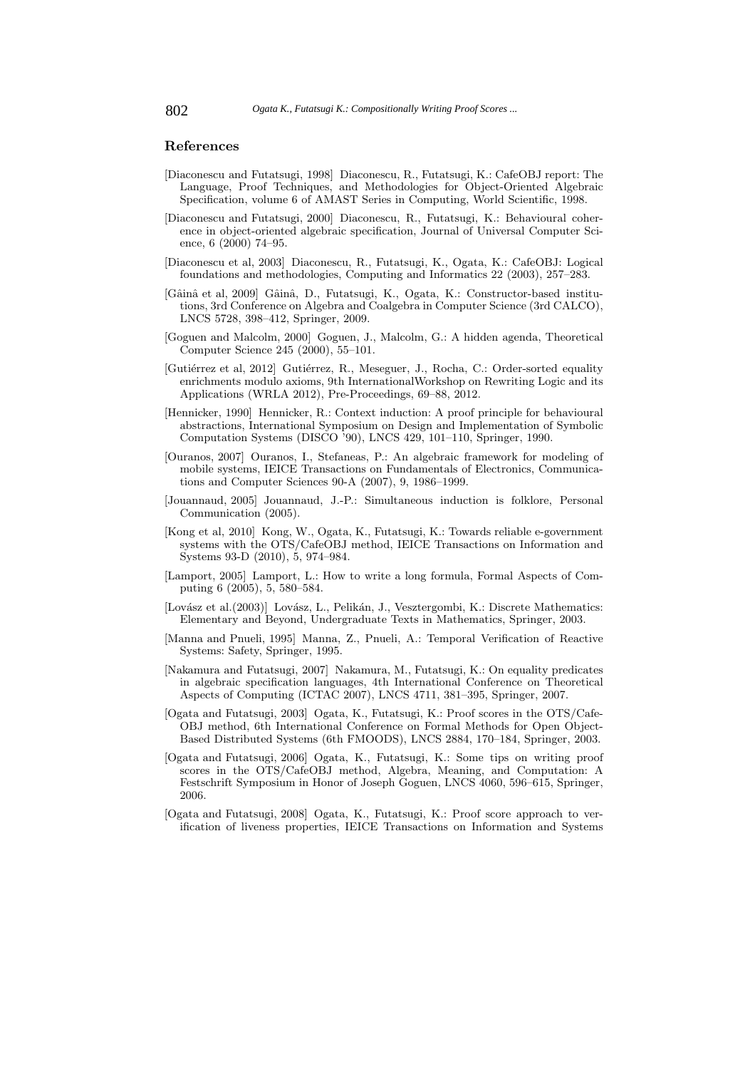## References

[Diaconescu and Futatsugi, 1998] Diaconescu, R., Futatsugi, K.: CafeOBJ report: The Language, Proof Techniques, and Methodologies for Object-Oriented Algebraic Specification, volume 6 of AMAST Series in Computing, World Scientific, 1998.

[Diaconescu and Futatsugi, 2000] Diaconescu, R., Futatsugi, K.: Behavioural coherence in object-oriented algebraic specification, Journal of Universal Computer Science, 6 (2000) 74–95.

[Diaconescu et al, 2003] Diaconescu, R., Futatsugi, K., Ogata, K.: CafeOBJ: Logical foundations and methodologies, Computing and Informatics 22 (2003), 257–283.

[Găină et al, 2009] Găină, D., Futatsugi, K., Ogata, K.: Constructor-based institutions, 3rd Conference on Algebra and Coalgebra in Computer Science (3rd CALCO), LNCS 5728, 398–412, Springer, 2009.

[Goguen and Malcolm, 2000] Goguen, J., Malcolm, G.: A hidden agenda, Theoretical Computer Science 245 (2000), 55–101.

[Gutiérrez et al, 2012] Gutiérrez, R., Meseguer, J., Rocha, C.: Order-sorted equality enrichments modulo axioms, 9th InternationalWorkshop on Rewriting Logic and its Applications (WRLA 2012), Pre-Proceedings, 69–88, 2012.

[Hennicker, 1990] Hennicker, R.: Context induction: A proof principle for behavioural abstractions, International Symposium on Design and Implementation of Symbolic Computation Systems (DISCO '90), LNCS 429, 101–110, Springer, 1990.

[Ouranos, 2007] Ouranos, I., Stefaneas, P.: An algebraic framework for modeling of mobile systems, IEICE Transactions on Fundamentals of Electronics, Communications and Computer Sciences 90-A (2007), 9, 1986–1999.

[Jouannaud, 2005] Jouannaud, J.-P.: Simultaneous induction is folklore, Personal Communication (2005).

[Kong et al, 2010] Kong, W., Ogata, K., Futatsugi, K.: Towards reliable e-government systems with the OTS/CafeOBJ method, IEICE Transactions on Information and Systems 93-D (2010), 5, 974–984.

[Lamport, 2005] Lamport, L.: How to write a long formula, Formal Aspects of Computing 6 (2005), 5, 580–584.

[Lovász et al.(2003)] Lovász, L., Pelikán, J., Vesztergombi, K.: Discrete Mathematics: Elementary and Beyond, Undergraduate Texts in Mathematics, Springer, 2003.

[Manna and Pnueli, 1995] Manna, Z., Pnueli, A.: Temporal Verification of Reactive Systems: Safety, Springer, 1995.

[Nakamura and Futatsugi, 2007] Nakamura, M., Futatsugi, K.: On equality predicates in algebraic specification languages, 4th International Conference on Theoretical Aspects of Computing (ICTAC 2007), LNCS 4711, 381–395, Springer, 2007.

[Ogata and Futatsugi, 2003] Ogata, K., Futatsugi, K.: Proof scores in the OTS/CafeOBJ method, 6th International Conference on Formal Methods for Open Object-Based Distributed Systems (6th FMOODS), LNCS 2884, 170–184, Springer, 2003.

[Ogata and Futatsugi, 2006] Ogata, K., Futatsugi, K.: Some tips on writing proof scores in the OTS/CafeOBJ method, Algebra, Meaning, and Computation: A Festschrift Symposium in Honor of Joseph Goguen, LNCS 4060, 596–615, Springer, 2006.

[Ogata and Futatsugi, 2008] Ogata, K., Futatsugi, K.: Proof score approach to verification of liveness properties, IEICE Transactions on Information and Systems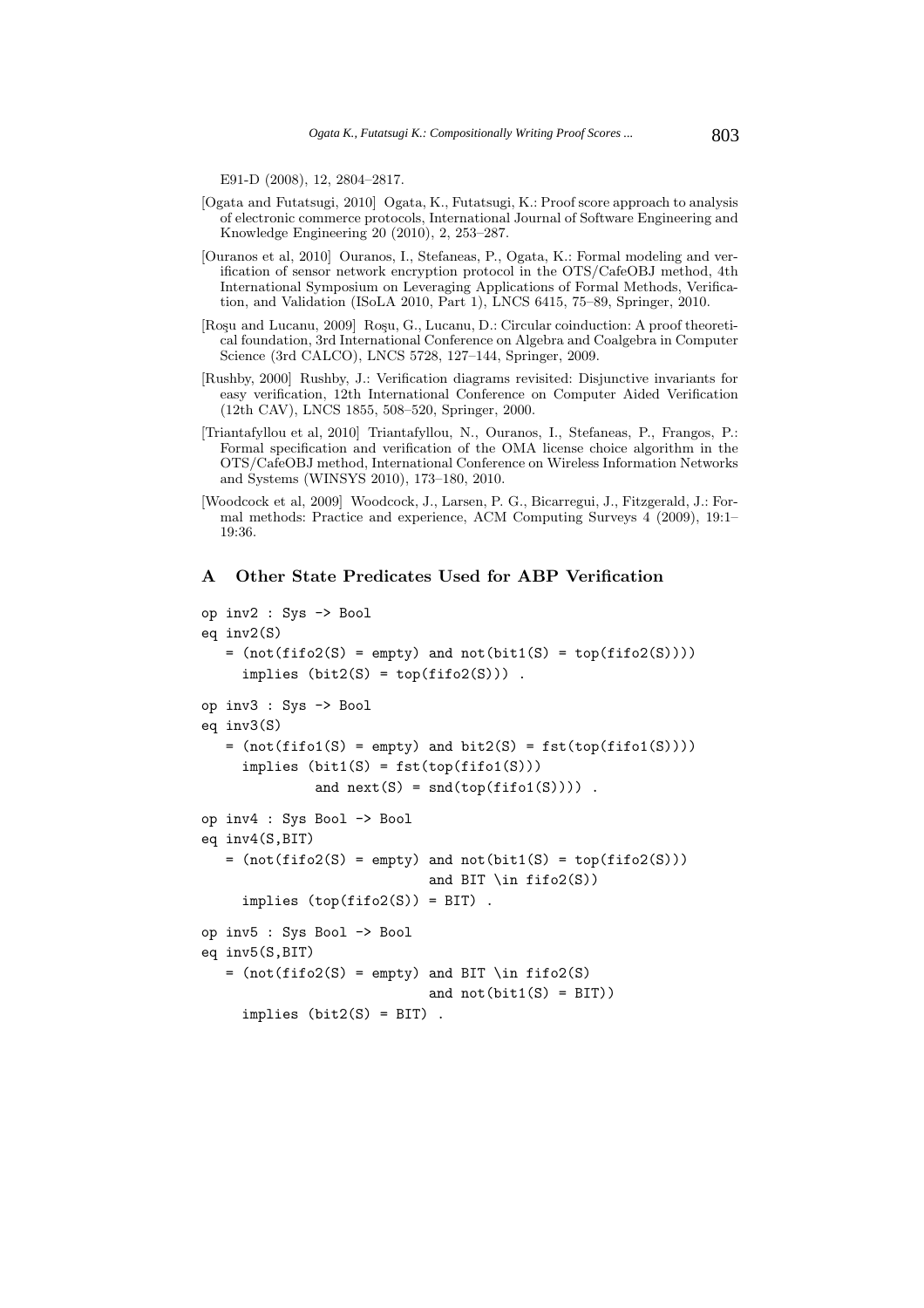E91-D (2008), 12, 2804–2817.

[Ogata and Futatsugi, 2010] Ogata, K., Futatsugi, K.: Proof score approach to analysis of electronic commerce protocols, International Journal of Software Engineering and Knowledge Engineering 20 (2010), 2, 253–287.

[Ouranos et al, 2010] Ouranos, I., Stefaneas, P., Ogata, K.: Formal modeling and verification of sensor network encryption protocol in the OTS/CafeOBJ method, 4th International Symposium on Leveraging Applications of Formal Methods, Verification, and Validation (ISoLA 2010, Part 1), LNCS 6415, 75–89, Springer, 2010.

[Roşu and Lucanu, 2009] Roşu, G., Lucanu, D.: Circular coinduction: A proof theoretical foundation, 3rd International Conference on Algebra and Coalgebra in Computer Science (3rd CALCO), LNCS 5728, 127–144, Springer, 2009.

[Rushby, 2000] Rushby, J.: Verification diagrams revisited: Disjunctive invariants for easy verification, 12th International Conference on Computer Aided Verification (12th CAV), LNCS 1855, 508–520, Springer, 2000.

[Triantafyllou et al, 2010] Triantafyllou, N., Ouranos, I., Stefaneas, P., Frangos, P.: Formal specification and verification of the OMA license choice algorithm in the OTS/CafeOBJ method, International Conference on Wireless Information Networks and Systems (WINSYS 2010), 173–180, 2010.

[Woodcock et al, 2009] Woodcock, J., Larsen, P. G., Bicarregui, J., Fitzgerald, J.: Formal methods: Practice and experience, ACM Computing Surveys 4 (2009), 19:1–19:36.

## A Other State Predicates Used for ABP Verification

```
op inv2 : Sys -> Bool
eq inv2(S)
   = (not(fifo2(S) = empty) and not(bit1(S) = top(fifo2(S))))
     implies (bit2(S) = top(fifo2(S))) .

op inv3 : Sys -> Bool
eq inv3(S)
   = (not(fifo1(S) = empty) and bit2(S) = fst(top(fifo1(S))))
     implies (bit1(S) = fst(top(fifo1(S)))
              and next(S) = snd(top(fifo1(S)))) .

op inv4 : Sys Bool -> Bool
eq inv4(S,BIT)
   = (not(fifo2(S) = empty) and not(bit1(S) = top(fifo2(S)))
                            and BIT \in fifo2(S))
     implies (top(fifo2(S)) = BIT) .

op inv5 : Sys Bool -> Bool
eq inv5(S,BIT)
   = (not(fifo2(S) = empty) and BIT \in fifo2(S)
                            and not(bit1(S) = BIT))
     implies (bit2(S) = BIT) .
```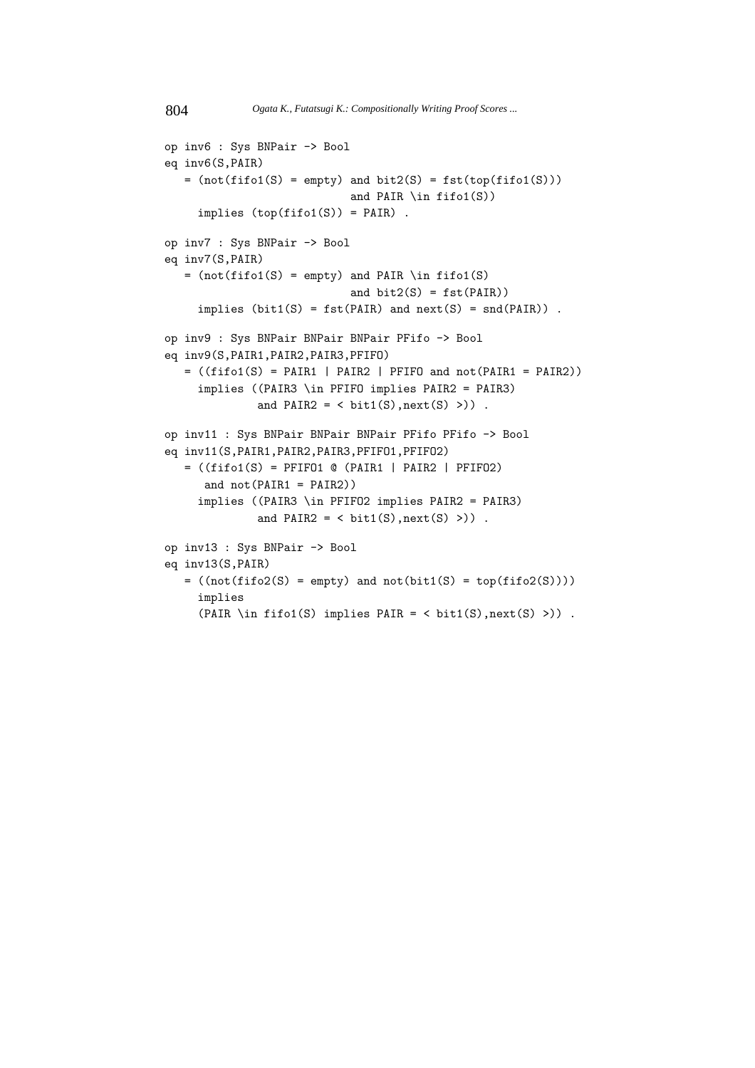```
op inv6 : Sys BNPair -> Bool
eq inv6(S,PAIR)
   = (not(fifo1(S) = empty) and bit2(S) = fst(top(fifo1(S)))
                            and PAIR \in fifo1(S))
     implies (top(fifo1(S)) = PAIR) .

op inv7 : Sys BNPair -> Bool
eq inv7(S,PAIR)
   = (not(fifo1(S) = empty) and PAIR \in fifo1(S)
                            and bit2(S) = fst(PAIR))
     implies (bit1(S) = fst(PAIR) and next(S) = snd(PAIR)) .

op inv9 : Sys BNPair BNPair BNPair PFifo -> Bool
eq inv9(S,PAIR1,PAIR2,PAIR3,PFIFO)
   = ((fifo1(S) = PAIR1 | PAIR2 | PFIFO and not(PAIR1 = PAIR2))
     implies ((PAIR3 \in PFIFO implies PAIR2 = PAIR3)
              and PAIR2 = < bit1(S),next(S) >)) .

op inv11 : Sys BNPair BNPair BNPair PFifo PFifo -> Bool
eq inv11(S,PAIR1,PAIR2,PAIR3,PFIFO1,PFIFO2)
   = ((fifo1(S) = PFIFO1 @ (PAIR1 | PAIR2 | PFIFO2)
      and not(PAIR1 = PAIR2))
     implies ((PAIR3 \in PFIFO2 implies PAIR2 = PAIR3)
              and PAIR2 = < bit1(S),next(S) >)) .

op inv13 : Sys BNPair -> Bool
eq inv13(S,PAIR)
   = ((not(fifo2(S) = empty) and not(bit1(S) = top(fifo2(S))))
     implies
     (PAIR \in fifo1(S) implies PAIR = < bit1(S),next(S) >)) .
```